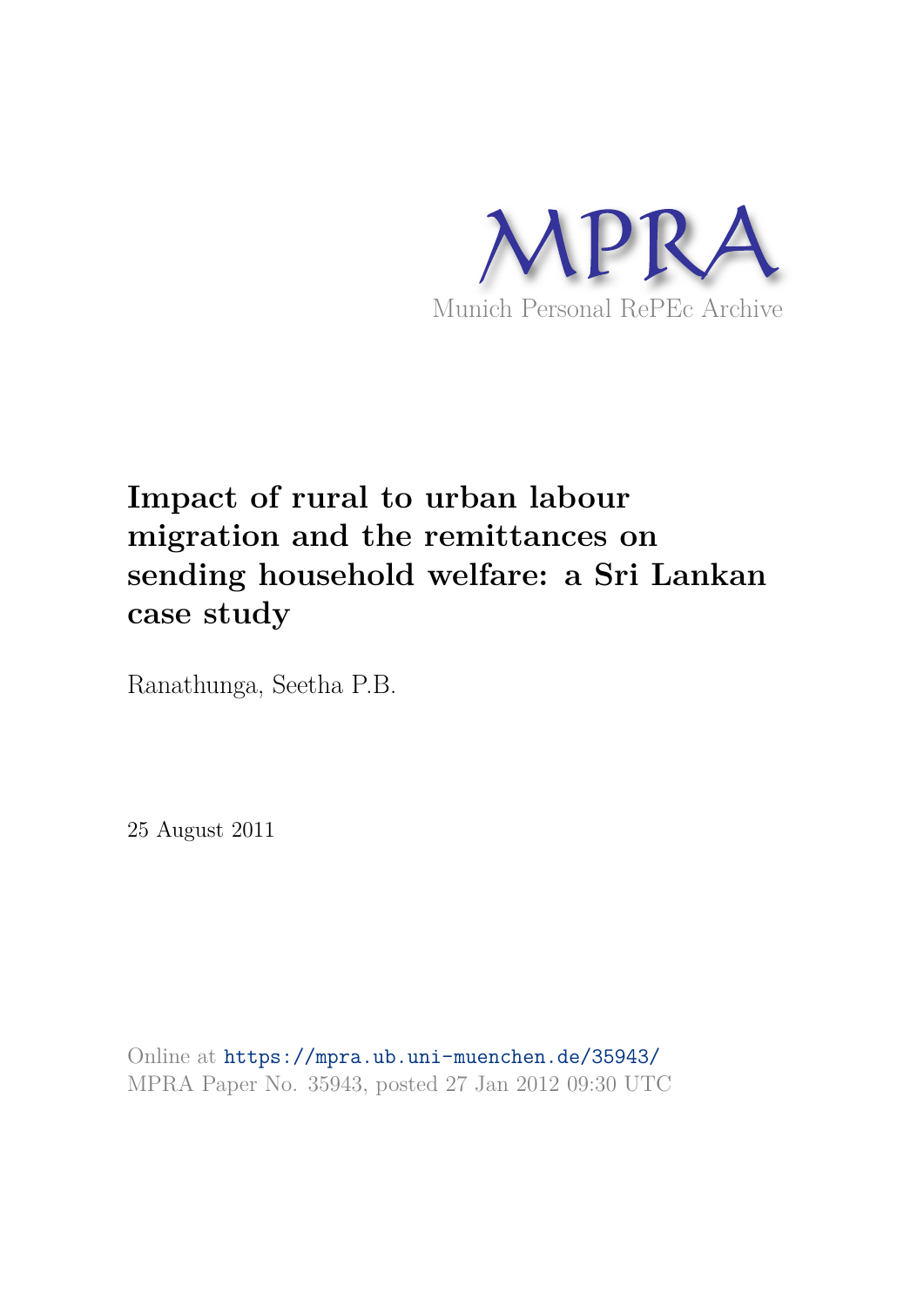MPRA

Munich Personal RePEc Archive

# Impact of rural to urban labour migration and the remittances on sending household welfare: a Sri Lankan case study

Ranathunga, Seetha P.B.

25 August 2011

Online at https://mpra.ub.uni-muenchen.de/35943/
MPRA Paper No. 35943, posted 27 Jan 2012 09:30 UTC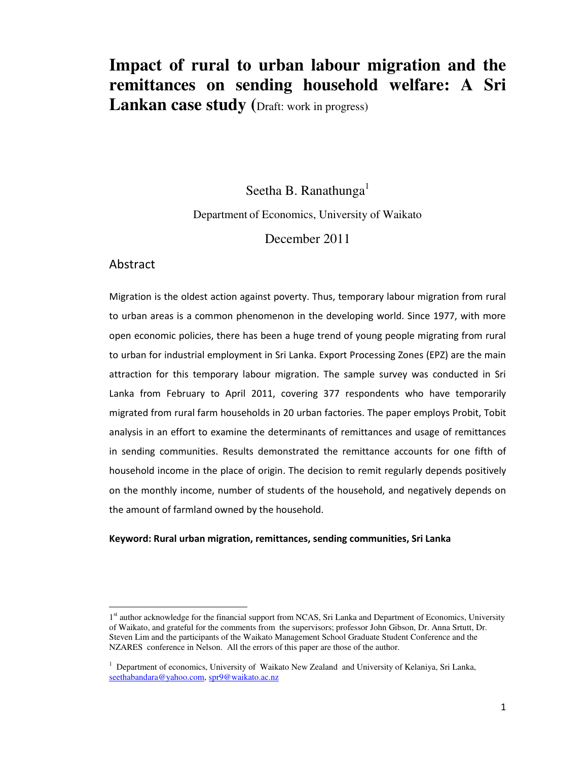# Impact of rural to urban labour migration and the remittances on sending household welfare: A Sri Lankan case study (Draft: work in progress)

Seetha B. Ranathunga[1]

Department of Economics, University of Waikato

December 2011

## Abstract

Migration is the oldest action against poverty. Thus, temporary labour migration from rural to urban areas is a common phenomenon in the developing world. Since 1977, with more open economic policies, there has been a huge trend of young people migrating from rural to urban for industrial employment in Sri Lanka. Export Processing Zones (EPZ) are the main attraction for this temporary labour migration. The sample survey was conducted in Sri Lanka from February to April 2011, covering 377 respondents who have temporarily migrated from rural farm households in 20 urban factories. The paper employs Probit, Tobit analysis in an effort to examine the determinants of remittances and usage of remittances in sending communities. Results demonstrated the remittance accounts for one fifth of household income in the place of origin. The decision to remit regularly depends positively on the monthly income, number of students of the household, and negatively depends on the amount of farmland owned by the household.

**Keyword: Rural urban migration, remittances, sending communities, Sri Lanka**

---

1[st] author acknowledge for the financial support from NCAS, Sri Lanka and Department of Economics, University of Waikato, and grateful for the comments from the supervisors; professor John Gibson, Dr. Anna Srtutt, Dr. Steven Lim and the participants of the Waikato Management School Graduate Student Conference and the NZARES conference in Nelson. All the errors of this paper are those of the author.

[1] Department of economics, University of Waikato New Zealand and University of Kelaniya, Sri Lanka, seethabandara@yahoo.com, spr9@waikato.ac.nz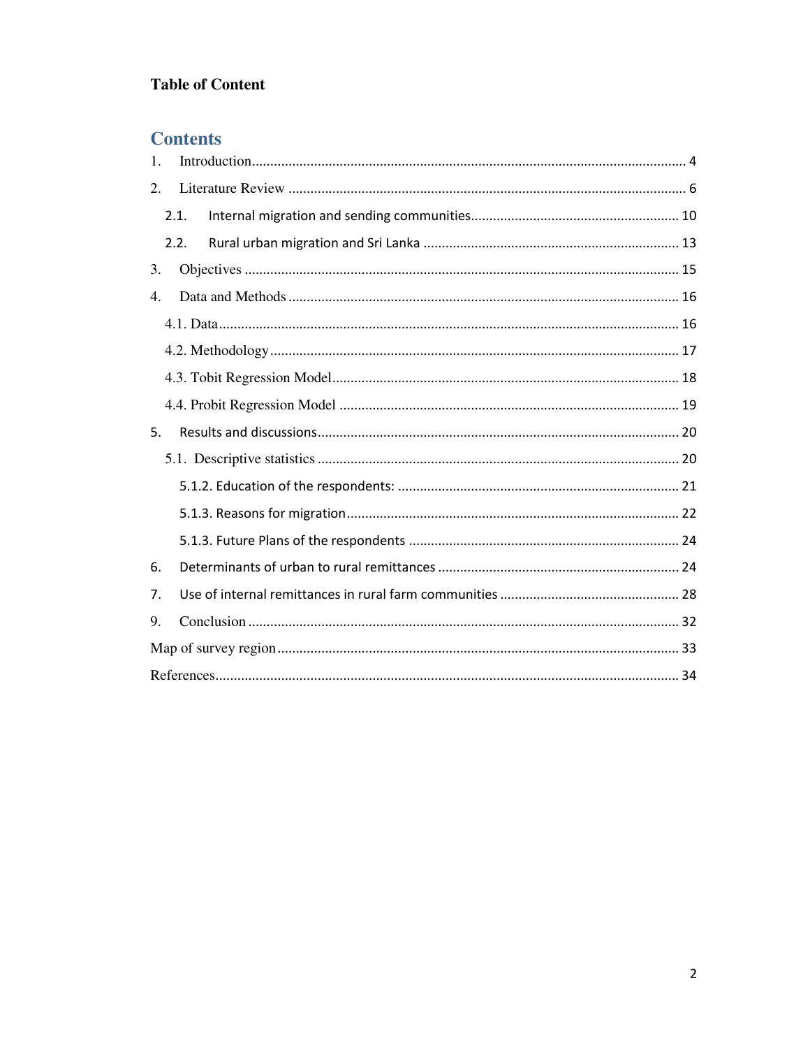**Table of Content**

## Contents

1. Introduction ..... 4
2. Literature Review ..... 6
   - 2.1. Internal migration and sending communities ..... 10
   - 2.2. Rural urban migration and Sri Lanka ..... 13
3. Objectives ..... 15
4. Data and Methods ..... 16
   - 4.1. Data ..... 16
   - 4.2. Methodology ..... 17
   - 4.3. Tobit Regression Model ..... 18
   - 4.4. Probit Regression Model ..... 19
5. Results and discussions ..... 20
   - 5.1. Descriptive statistics ..... 20
     - 5.1.2. Education of the respondents: ..... 21
     - 5.1.3. Reasons for migration ..... 22
     - 5.1.3. Future Plans of the respondents ..... 24
6. Determinants of urban to rural remittances ..... 24
7. Use of internal remittances in rural farm communities ..... 28
9. Conclusion ..... 32

Map of survey region ..... 33

References ..... 34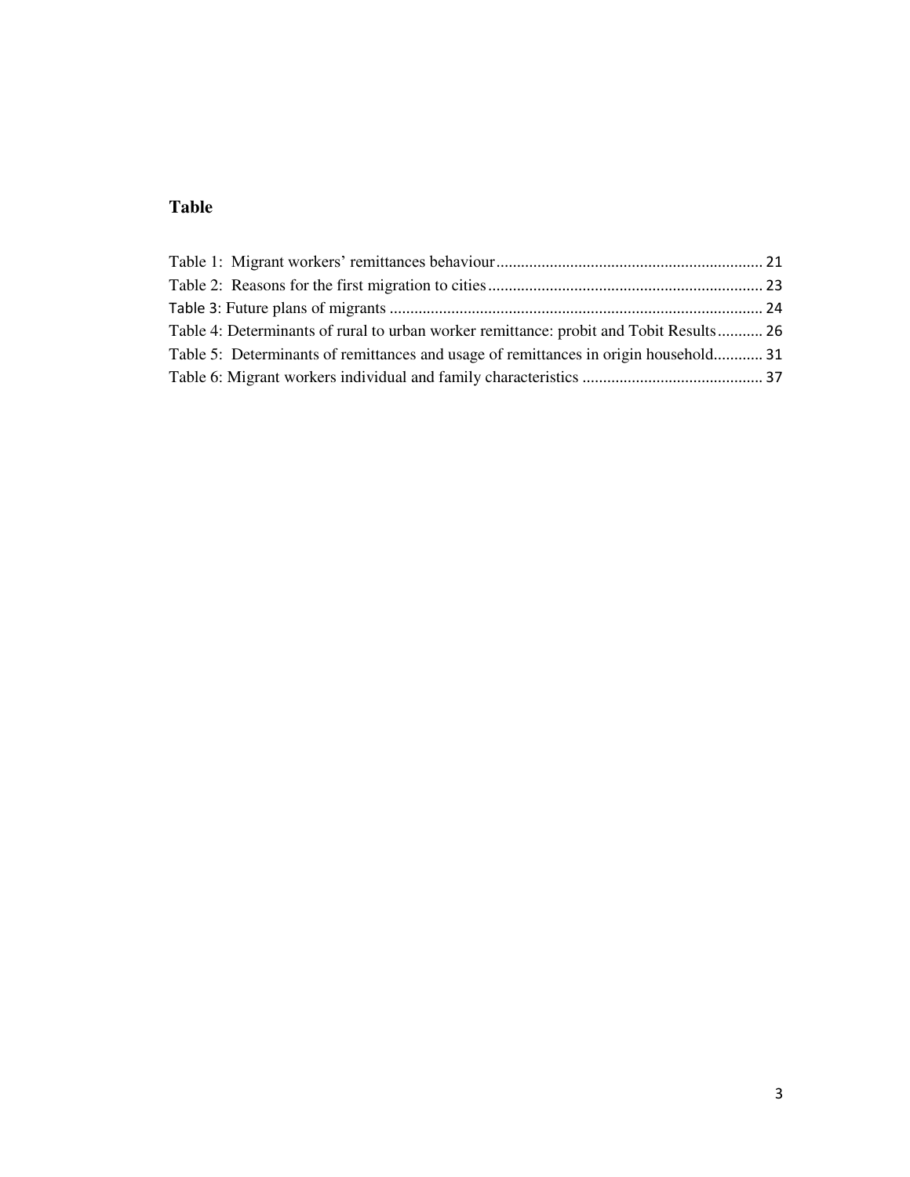## Table

Table 1: Migrant workers' remittances behaviour ................................................................ 21
Table 2: Reasons for the first migration to cities .................................................................. 23
Table 3: Future plans of migrants .......................................................................................... 24
Table 4: Determinants of rural to urban worker remittance: probit and Tobit Results ........... 26
Table 5: Determinants of remittances and usage of remittances in origin household ............ 31
Table 6: Migrant workers individual and family characteristics ............................................ 37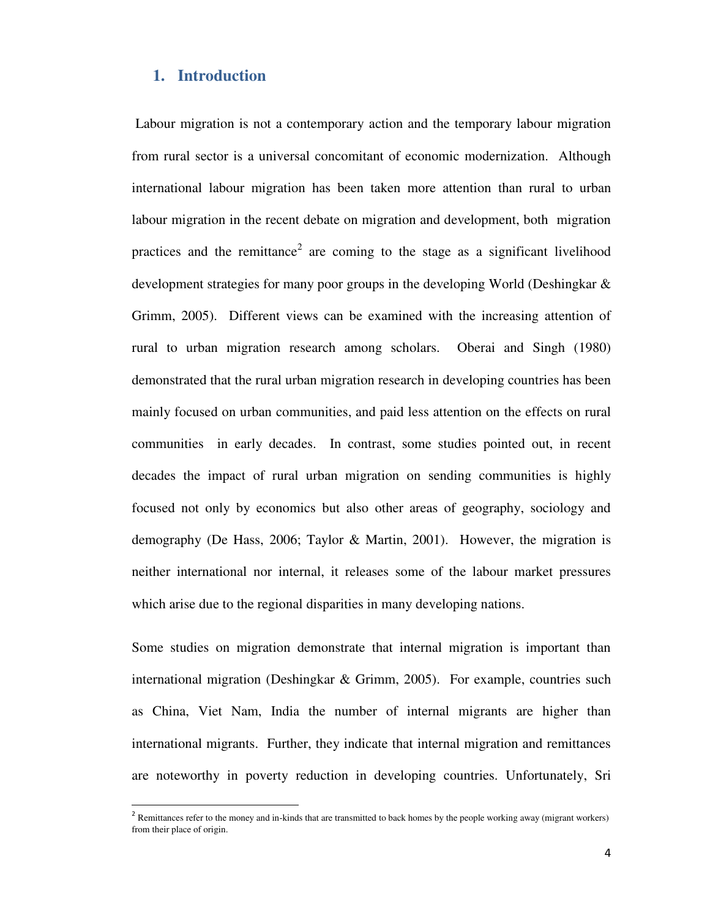# 1. Introduction

Labour migration is not a contemporary action and the temporary labour migration from rural sector is a universal concomitant of economic modernization. Although international labour migration has been taken more attention than rural to urban labour migration in the recent debate on migration and development, both migration practices and the remittance[2] are coming to the stage as a significant livelihood development strategies for many poor groups in the developing World (Deshingkar & Grimm, 2005). Different views can be examined with the increasing attention of rural to urban migration research among scholars. Oberai and Singh (1980) demonstrated that the rural urban migration research in developing countries has been mainly focused on urban communities, and paid less attention on the effects on rural communities in early decades. In contrast, some studies pointed out, in recent decades the impact of rural urban migration on sending communities is highly focused not only by economics but also other areas of geography, sociology and demography (De Hass, 2006; Taylor & Martin, 2001). However, the migration is neither international nor internal, it releases some of the labour market pressures which arise due to the regional disparities in many developing nations.

Some studies on migration demonstrate that internal migration is important than international migration (Deshingkar & Grimm, 2005). For example, countries such as China, Viet Nam, India the number of internal migrants are higher than international migrants. Further, they indicate that internal migration and remittances are noteworthy in poverty reduction in developing countries. Unfortunately, Sri

[2] Remittances refer to the money and in-kinds that are transmitted to back homes by the people working away (migrant workers) from their place of origin.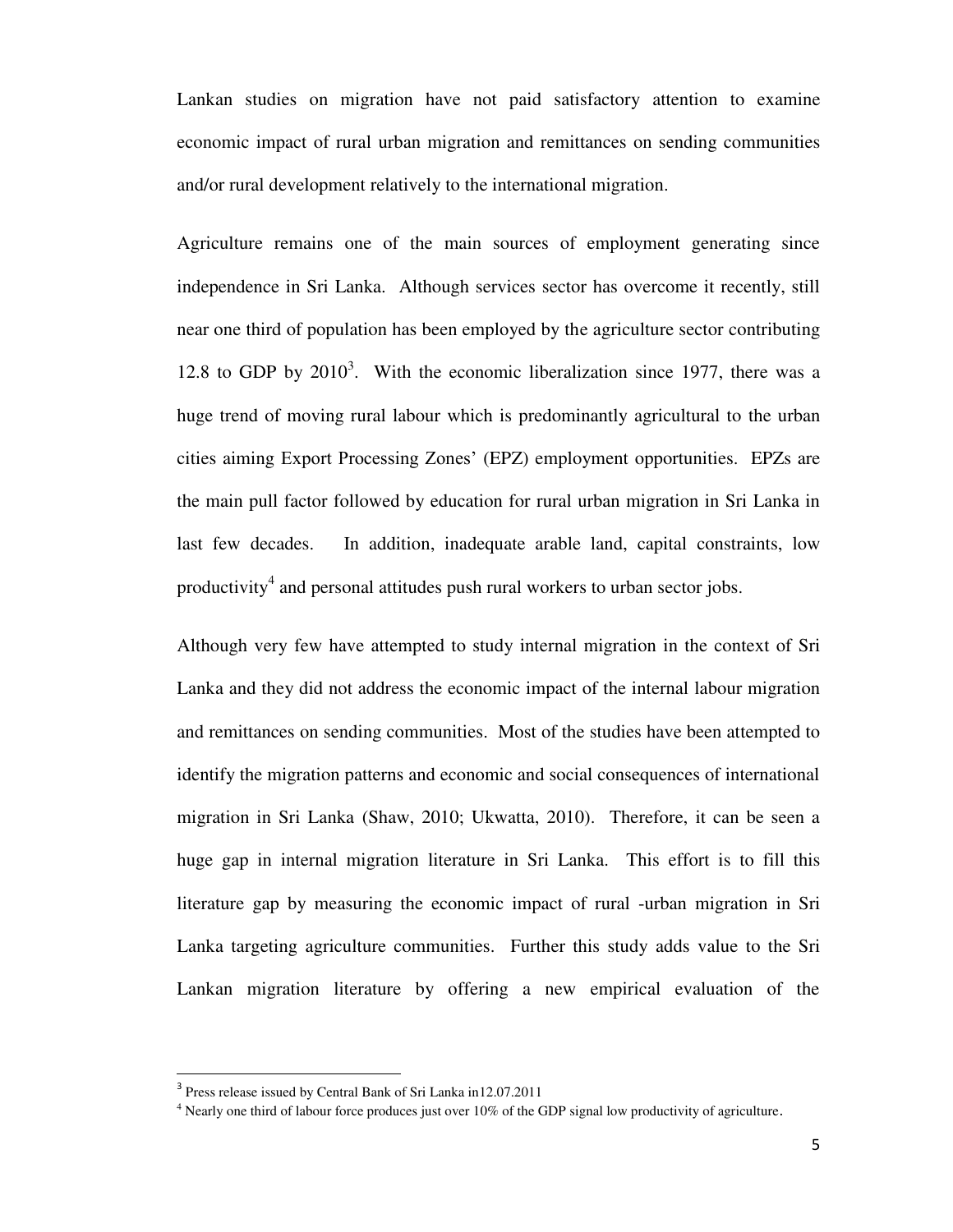Lankan studies on migration have not paid satisfactory attention to examine economic impact of rural urban migration and remittances on sending communities and/or rural development relatively to the international migration.

Agriculture remains one of the main sources of employment generating since independence in Sri Lanka. Although services sector has overcome it recently, still near one third of population has been employed by the agriculture sector contributing 12.8 to GDP by 2010[3]. With the economic liberalization since 1977, there was a huge trend of moving rural labour which is predominantly agricultural to the urban cities aiming Export Processing Zones' (EPZ) employment opportunities. EPZs are the main pull factor followed by education for rural urban migration in Sri Lanka in last few decades. In addition, inadequate arable land, capital constraints, low productivity[4] and personal attitudes push rural workers to urban sector jobs.

Although very few have attempted to study internal migration in the context of Sri Lanka and they did not address the economic impact of the internal labour migration and remittances on sending communities. Most of the studies have been attempted to identify the migration patterns and economic and social consequences of international migration in Sri Lanka (Shaw, 2010; Ukwatta, 2010). Therefore, it can be seen a huge gap in internal migration literature in Sri Lanka. This effort is to fill this literature gap by measuring the economic impact of rural -urban migration in Sri Lanka targeting agriculture communities. Further this study adds value to the Sri Lankan migration literature by offering a new empirical evaluation of the

---

[3] Press release issued by Central Bank of Sri Lanka in12.07.2011

[4] Nearly one third of labour force produces just over 10% of the GDP signal low productivity of agriculture.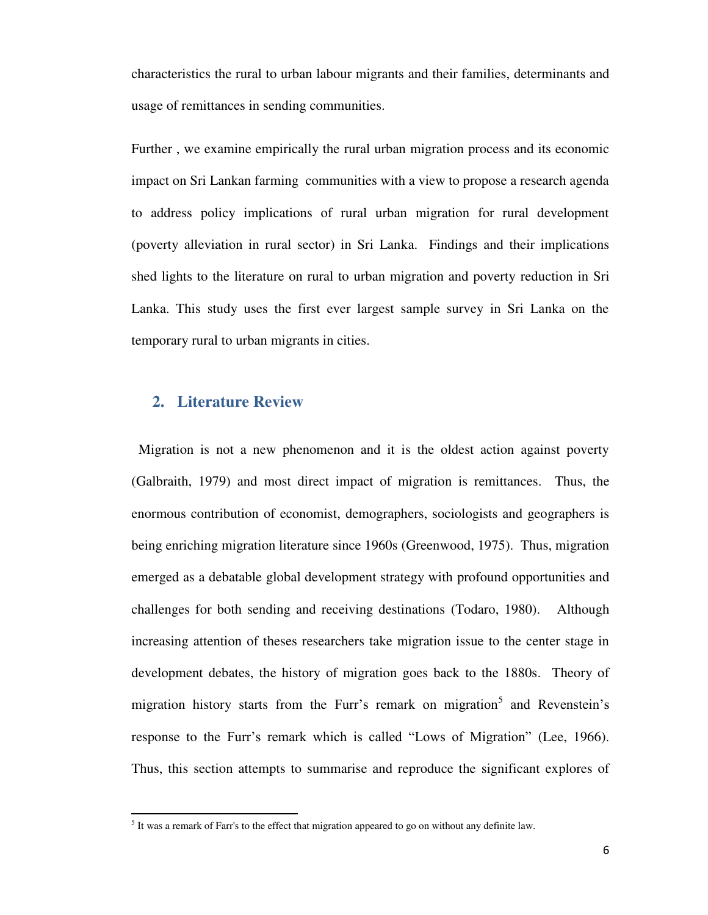characteristics the rural to urban labour migrants and their families, determinants and usage of remittances in sending communities.

Further , we examine empirically the rural urban migration process and its economic impact on Sri Lankan farming communities with a view to propose a research agenda to address policy implications of rural urban migration for rural development (poverty alleviation in rural sector) in Sri Lanka. Findings and their implications shed lights to the literature on rural to urban migration and poverty reduction in Sri Lanka. This study uses the first ever largest sample survey in Sri Lanka on the temporary rural to urban migrants in cities.

## 2. Literature Review

Migration is not a new phenomenon and it is the oldest action against poverty (Galbraith, 1979) and most direct impact of migration is remittances. Thus, the enormous contribution of economist, demographers, sociologists and geographers is being enriching migration literature since 1960s (Greenwood, 1975). Thus, migration emerged as a debatable global development strategy with profound opportunities and challenges for both sending and receiving destinations (Todaro, 1980). Although increasing attention of theses researchers take migration issue to the center stage in development debates, the history of migration goes back to the 1880s. Theory of migration history starts from the Furr's remark on migration[5] and Revenstein's response to the Furr's remark which is called "Lows of Migration" (Lee, 1966). Thus, this section attempts to summarise and reproduce the significant explores of

[5] It was a remark of Farr's to the effect that migration appeared to go on without any definite law.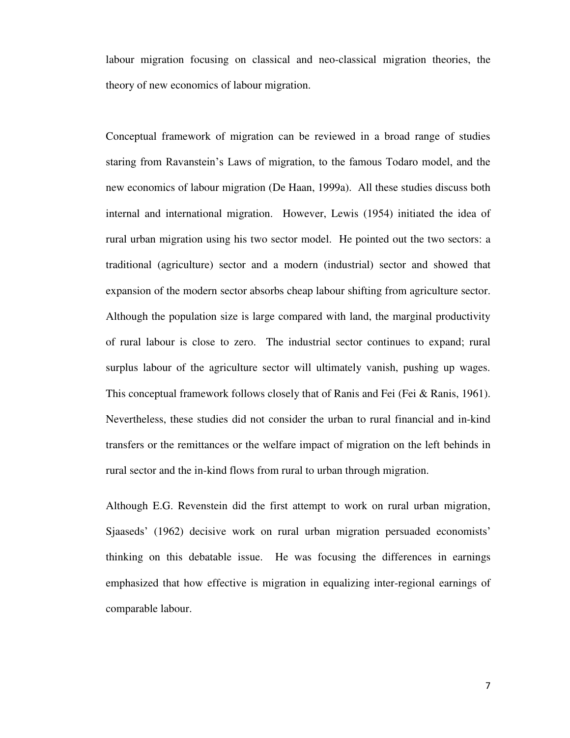labour migration focusing on classical and neo-classical migration theories, the theory of new economics of labour migration.

Conceptual framework of migration can be reviewed in a broad range of studies staring from Ravanstein's Laws of migration, to the famous Todaro model, and the new economics of labour migration (De Haan, 1999a). All these studies discuss both internal and international migration. However, Lewis (1954) initiated the idea of rural urban migration using his two sector model. He pointed out the two sectors: a traditional (agriculture) sector and a modern (industrial) sector and showed that expansion of the modern sector absorbs cheap labour shifting from agriculture sector. Although the population size is large compared with land, the marginal productivity of rural labour is close to zero. The industrial sector continues to expand; rural surplus labour of the agriculture sector will ultimately vanish, pushing up wages. This conceptual framework follows closely that of Ranis and Fei (Fei & Ranis, 1961). Nevertheless, these studies did not consider the urban to rural financial and in-kind transfers or the remittances or the welfare impact of migration on the left behinds in rural sector and the in-kind flows from rural to urban through migration.

Although E.G. Revenstein did the first attempt to work on rural urban migration, Sjaaseds' (1962) decisive work on rural urban migration persuaded economists' thinking on this debatable issue. He was focusing the differences in earnings emphasized that how effective is migration in equalizing inter-regional earnings of comparable labour.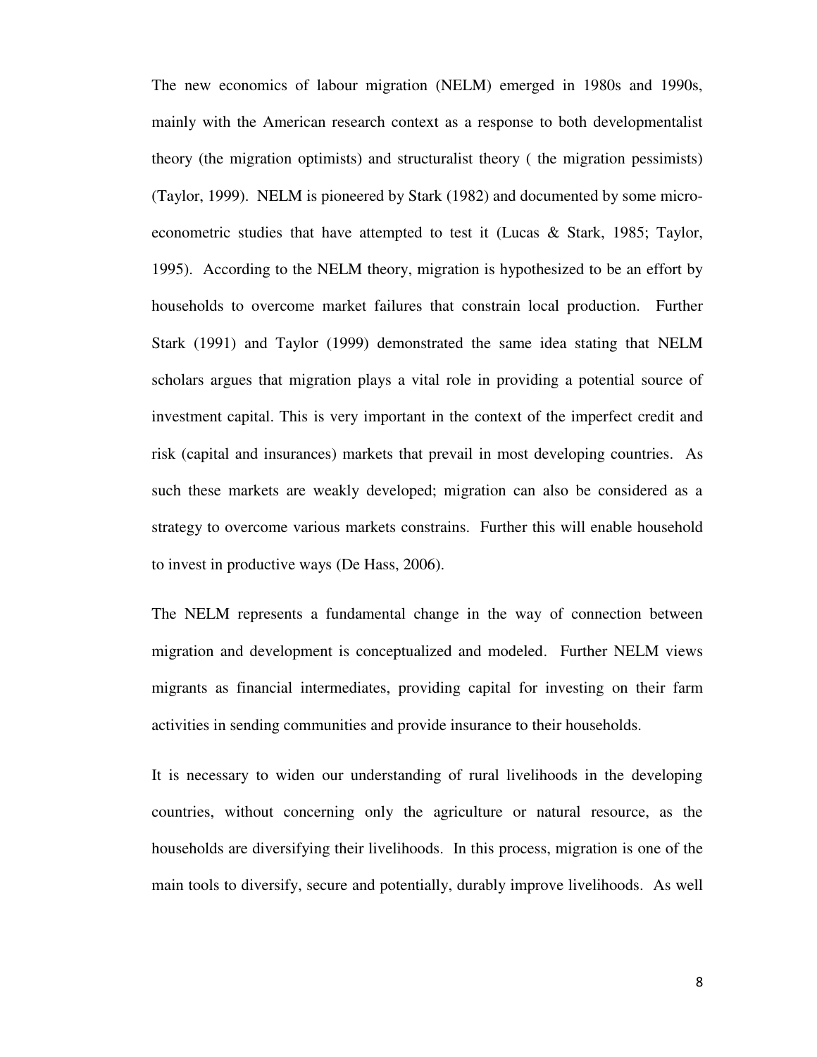The new economics of labour migration (NELM) emerged in 1980s and 1990s, mainly with the American research context as a response to both developmentalist theory (the migration optimists) and structuralist theory ( the migration pessimists) (Taylor, 1999). NELM is pioneered by Stark (1982) and documented by some micro-econometric studies that have attempted to test it (Lucas & Stark, 1985; Taylor, 1995). According to the NELM theory, migration is hypothesized to be an effort by households to overcome market failures that constrain local production. Further Stark (1991) and Taylor (1999) demonstrated the same idea stating that NELM scholars argues that migration plays a vital role in providing a potential source of investment capital. This is very important in the context of the imperfect credit and risk (capital and insurances) markets that prevail in most developing countries. As such these markets are weakly developed; migration can also be considered as a strategy to overcome various markets constrains. Further this will enable household to invest in productive ways (De Hass, 2006).

The NELM represents a fundamental change in the way of connection between migration and development is conceptualized and modeled. Further NELM views migrants as financial intermediates, providing capital for investing on their farm activities in sending communities and provide insurance to their households.

It is necessary to widen our understanding of rural livelihoods in the developing countries, without concerning only the agriculture or natural resource, as the households are diversifying their livelihoods. In this process, migration is one of the main tools to diversify, secure and potentially, durably improve livelihoods. As well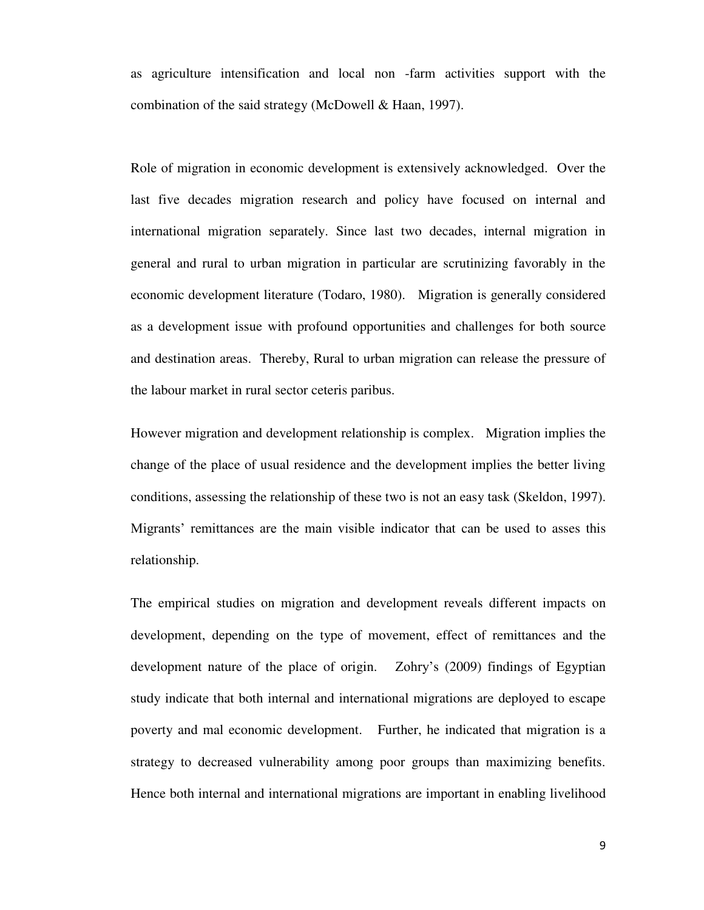as agriculture intensification and local non -farm activities support with the combination of the said strategy (McDowell & Haan, 1997).

Role of migration in economic development is extensively acknowledged. Over the last five decades migration research and policy have focused on internal and international migration separately. Since last two decades, internal migration in general and rural to urban migration in particular are scrutinizing favorably in the economic development literature (Todaro, 1980). Migration is generally considered as a development issue with profound opportunities and challenges for both source and destination areas. Thereby, Rural to urban migration can release the pressure of the labour market in rural sector ceteris paribus.

However migration and development relationship is complex. Migration implies the change of the place of usual residence and the development implies the better living conditions, assessing the relationship of these two is not an easy task (Skeldon, 1997). Migrants' remittances are the main visible indicator that can be used to asses this relationship.

The empirical studies on migration and development reveals different impacts on development, depending on the type of movement, effect of remittances and the development nature of the place of origin. Zohry's (2009) findings of Egyptian study indicate that both internal and international migrations are deployed to escape poverty and mal economic development. Further, he indicated that migration is a strategy to decreased vulnerability among poor groups than maximizing benefits. Hence both internal and international migrations are important in enabling livelihood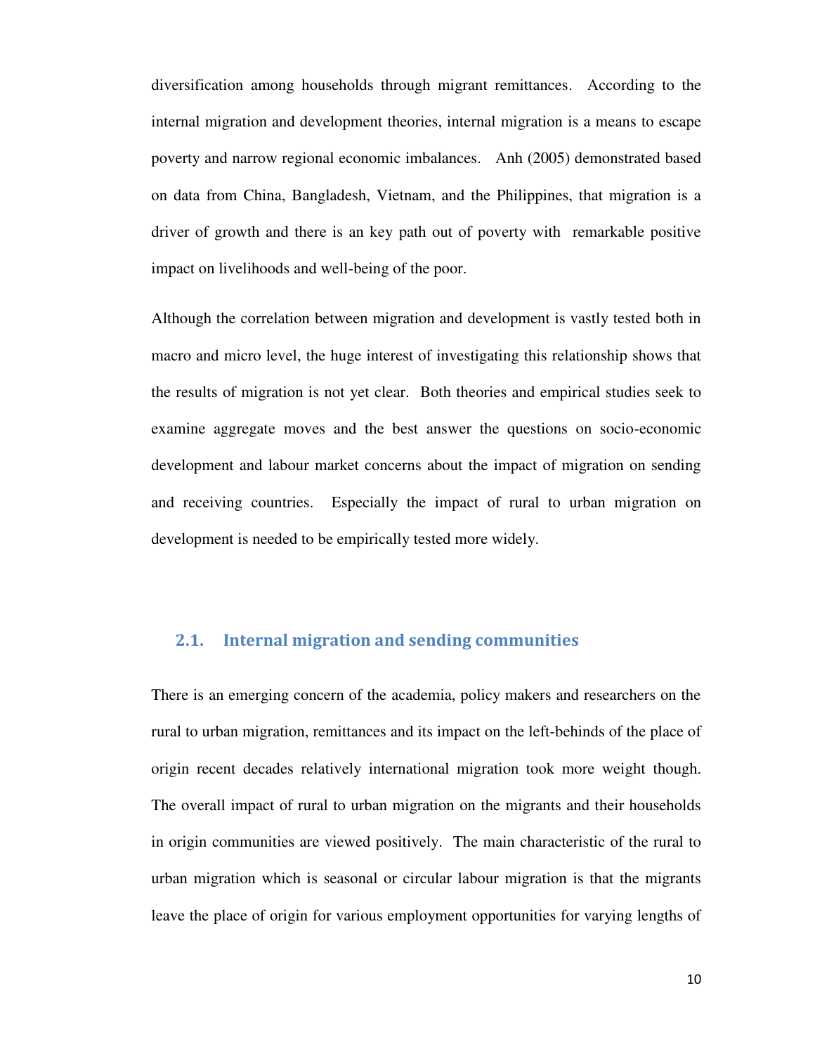diversification among households through migrant remittances. According to the internal migration and development theories, internal migration is a means to escape poverty and narrow regional economic imbalances. Anh (2005) demonstrated based on data from China, Bangladesh, Vietnam, and the Philippines, that migration is a driver of growth and there is an key path out of poverty with remarkable positive impact on livelihoods and well-being of the poor.

Although the correlation between migration and development is vastly tested both in macro and micro level, the huge interest of investigating this relationship shows that the results of migration is not yet clear. Both theories and empirical studies seek to examine aggregate moves and the best answer the questions on socio-economic development and labour market concerns about the impact of migration on sending and receiving countries. Especially the impact of rural to urban migration on development is needed to be empirically tested more widely.

## 2.1. Internal migration and sending communities

There is an emerging concern of the academia, policy makers and researchers on the rural to urban migration, remittances and its impact on the left-behinds of the place of origin recent decades relatively international migration took more weight though. The overall impact of rural to urban migration on the migrants and their households in origin communities are viewed positively. The main characteristic of the rural to urban migration which is seasonal or circular labour migration is that the migrants leave the place of origin for various employment opportunities for varying lengths of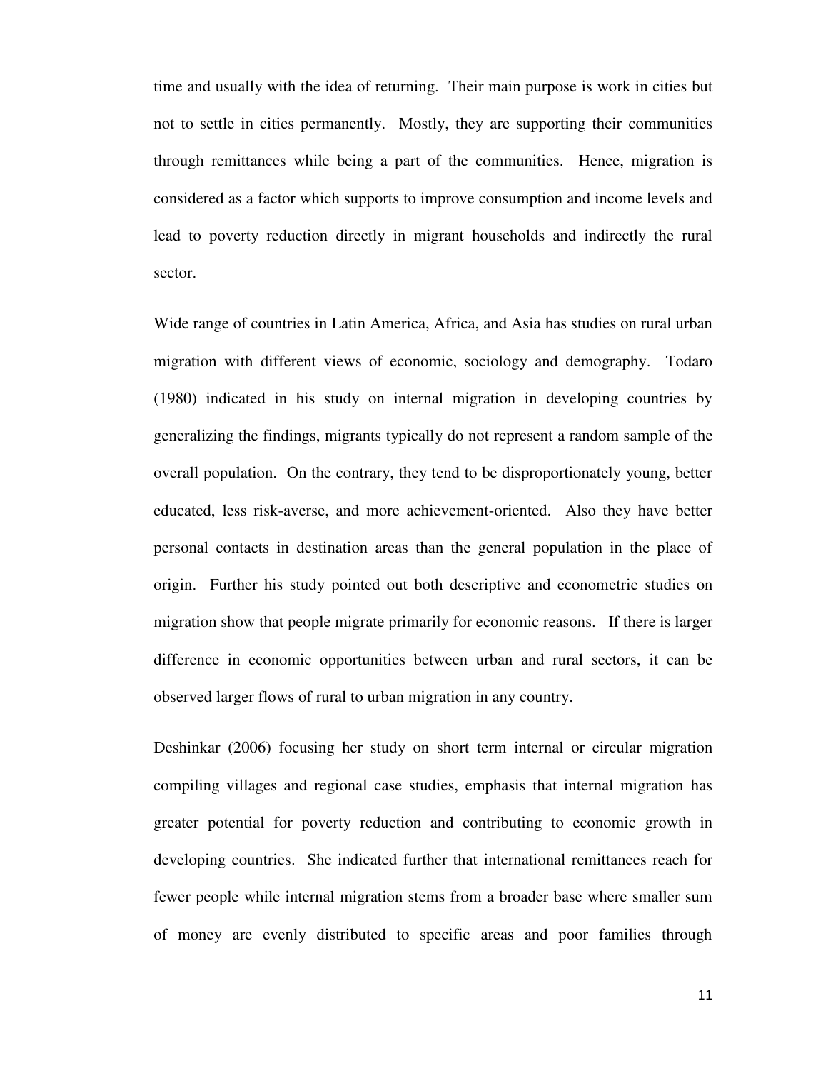time and usually with the idea of returning. Their main purpose is work in cities but not to settle in cities permanently. Mostly, they are supporting their communities through remittances while being a part of the communities. Hence, migration is considered as a factor which supports to improve consumption and income levels and lead to poverty reduction directly in migrant households and indirectly the rural sector.

Wide range of countries in Latin America, Africa, and Asia has studies on rural urban migration with different views of economic, sociology and demography. Todaro (1980) indicated in his study on internal migration in developing countries by generalizing the findings, migrants typically do not represent a random sample of the overall population. On the contrary, they tend to be disproportionately young, better educated, less risk-averse, and more achievement-oriented. Also they have better personal contacts in destination areas than the general population in the place of origin. Further his study pointed out both descriptive and econometric studies on migration show that people migrate primarily for economic reasons. If there is larger difference in economic opportunities between urban and rural sectors, it can be observed larger flows of rural to urban migration in any country.

Deshinkar (2006) focusing her study on short term internal or circular migration compiling villages and regional case studies, emphasis that internal migration has greater potential for poverty reduction and contributing to economic growth in developing countries. She indicated further that international remittances reach for fewer people while internal migration stems from a broader base where smaller sum of money are evenly distributed to specific areas and poor families through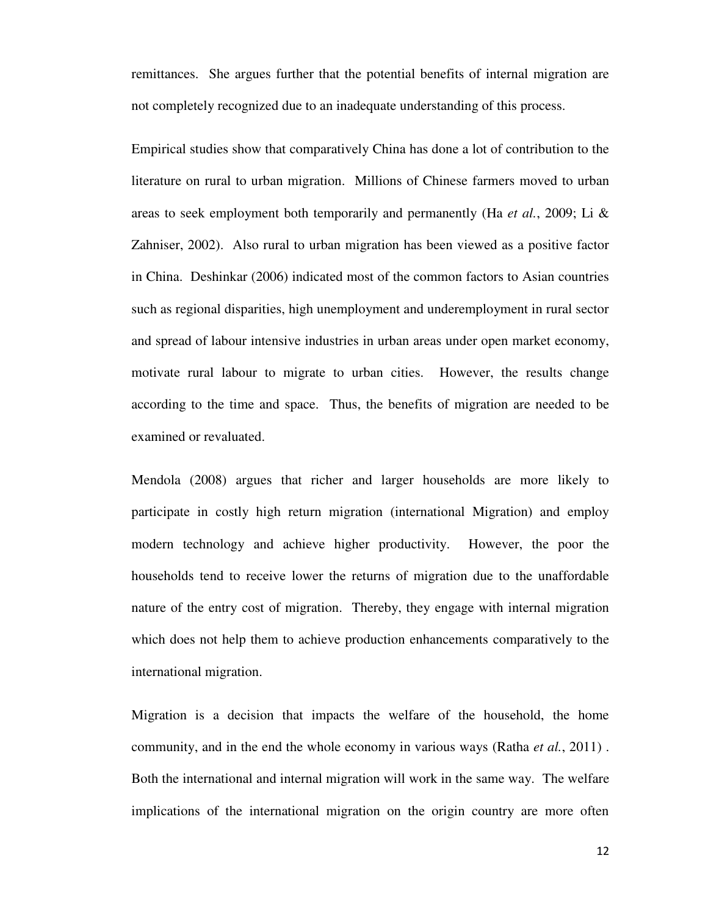remittances. She argues further that the potential benefits of internal migration are not completely recognized due to an inadequate understanding of this process.

Empirical studies show that comparatively China has done a lot of contribution to the literature on rural to urban migration. Millions of Chinese farmers moved to urban areas to seek employment both temporarily and permanently (Ha *et al.*, 2009; Li & Zahniser, 2002). Also rural to urban migration has been viewed as a positive factor in China. Deshinkar (2006) indicated most of the common factors to Asian countries such as regional disparities, high unemployment and underemployment in rural sector and spread of labour intensive industries in urban areas under open market economy, motivate rural labour to migrate to urban cities. However, the results change according to the time and space. Thus, the benefits of migration are needed to be examined or revaluated.

Mendola (2008) argues that richer and larger households are more likely to participate in costly high return migration (international Migration) and employ modern technology and achieve higher productivity. However, the poor the households tend to receive lower the returns of migration due to the unaffordable nature of the entry cost of migration. Thereby, they engage with internal migration which does not help them to achieve production enhancements comparatively to the international migration.

Migration is a decision that impacts the welfare of the household, the home community, and in the end the whole economy in various ways (Ratha *et al.*, 2011) . Both the international and internal migration will work in the same way. The welfare implications of the international migration on the origin country are more often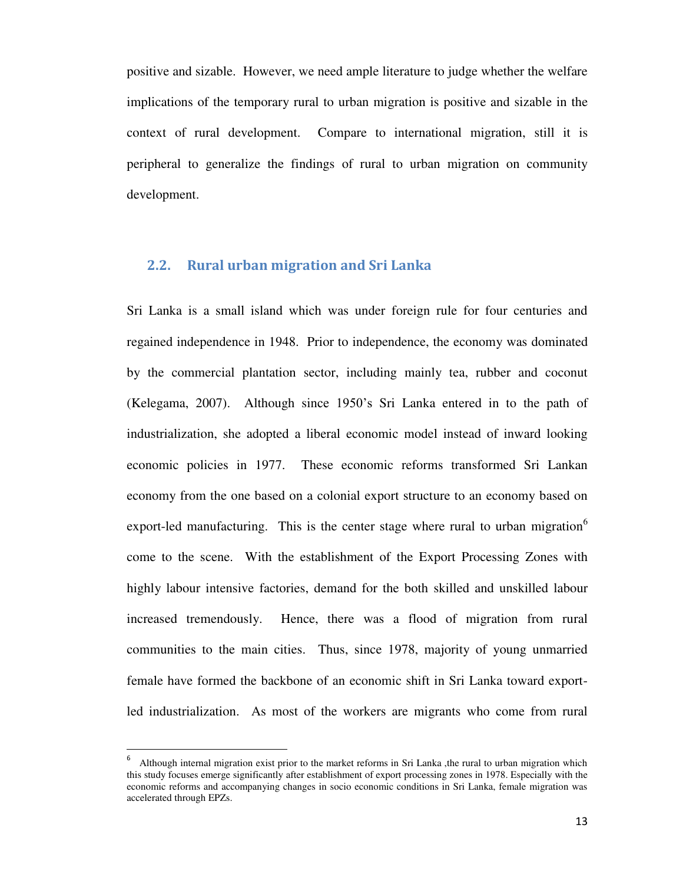positive and sizable. However, we need ample literature to judge whether the welfare implications of the temporary rural to urban migration is positive and sizable in the context of rural development. Compare to international migration, still it is peripheral to generalize the findings of rural to urban migration on community development.

## 2.2. Rural urban migration and Sri Lanka

Sri Lanka is a small island which was under foreign rule for four centuries and regained independence in 1948. Prior to independence, the economy was dominated by the commercial plantation sector, including mainly tea, rubber and coconut (Kelegama, 2007). Although since 1950's Sri Lanka entered in to the path of industrialization, she adopted a liberal economic model instead of inward looking economic policies in 1977. These economic reforms transformed Sri Lankan economy from the one based on a colonial export structure to an economy based on export-led manufacturing. This is the center stage where rural to urban migration[6] come to the scene. With the establishment of the Export Processing Zones with highly labour intensive factories, demand for the both skilled and unskilled labour increased tremendously. Hence, there was a flood of migration from rural communities to the main cities. Thus, since 1978, majority of young unmarried female have formed the backbone of an economic shift in Sri Lanka toward export-led industrialization. As most of the workers are migrants who come from rural

[6] Although internal migration exist prior to the market reforms in Sri Lanka ,the rural to urban migration which this study focuses emerge significantly after establishment of export processing zones in 1978. Especially with the economic reforms and accompanying changes in socio economic conditions in Sri Lanka, female migration was accelerated through EPZs.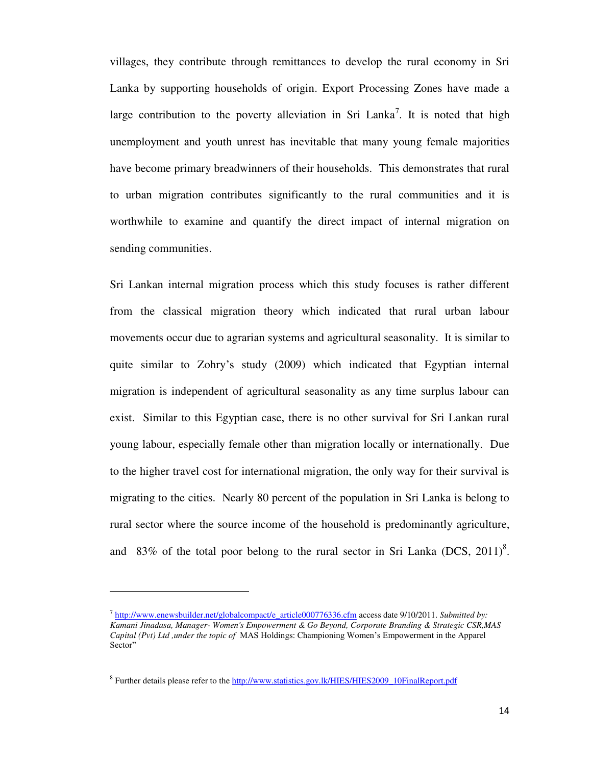villages, they contribute through remittances to develop the rural economy in Sri Lanka by supporting households of origin. Export Processing Zones have made a large contribution to the poverty alleviation in Sri Lanka[7]. It is noted that high unemployment and youth unrest has inevitable that many young female majorities have become primary breadwinners of their households. This demonstrates that rural to urban migration contributes significantly to the rural communities and it is worthwhile to examine and quantify the direct impact of internal migration on sending communities.

Sri Lankan internal migration process which this study focuses is rather different from the classical migration theory which indicated that rural urban labour movements occur due to agrarian systems and agricultural seasonality. It is similar to quite similar to Zohry's study (2009) which indicated that Egyptian internal migration is independent of agricultural seasonality as any time surplus labour can exist. Similar to this Egyptian case, there is no other survival for Sri Lankan rural young labour, especially female other than migration locally or internationally. Due to the higher travel cost for international migration, the only way for their survival is migrating to the cities. Nearly 80 percent of the population in Sri Lanka is belong to rural sector where the source income of the household is predominantly agriculture, and 83% of the total poor belong to the rural sector in Sri Lanka (DCS, 2011)[8].

---

[7] http://www.enewsbuilder.net/globalcompact/e_article000776336.cfm access date 9/10/2011. *Submitted by: Kamani Jinadasa, Manager- Women's Empowerment & Go Beyond, Corporate Branding & Strategic CSR,MAS Capital (Pvt) Ltd ,under the topic of* MAS Holdings: Championing Women's Empowerment in the Apparel Sector"

[8] Further details please refer to the http://www.statistics.gov.lk/HIES/HIES2009_10FinalReport.pdf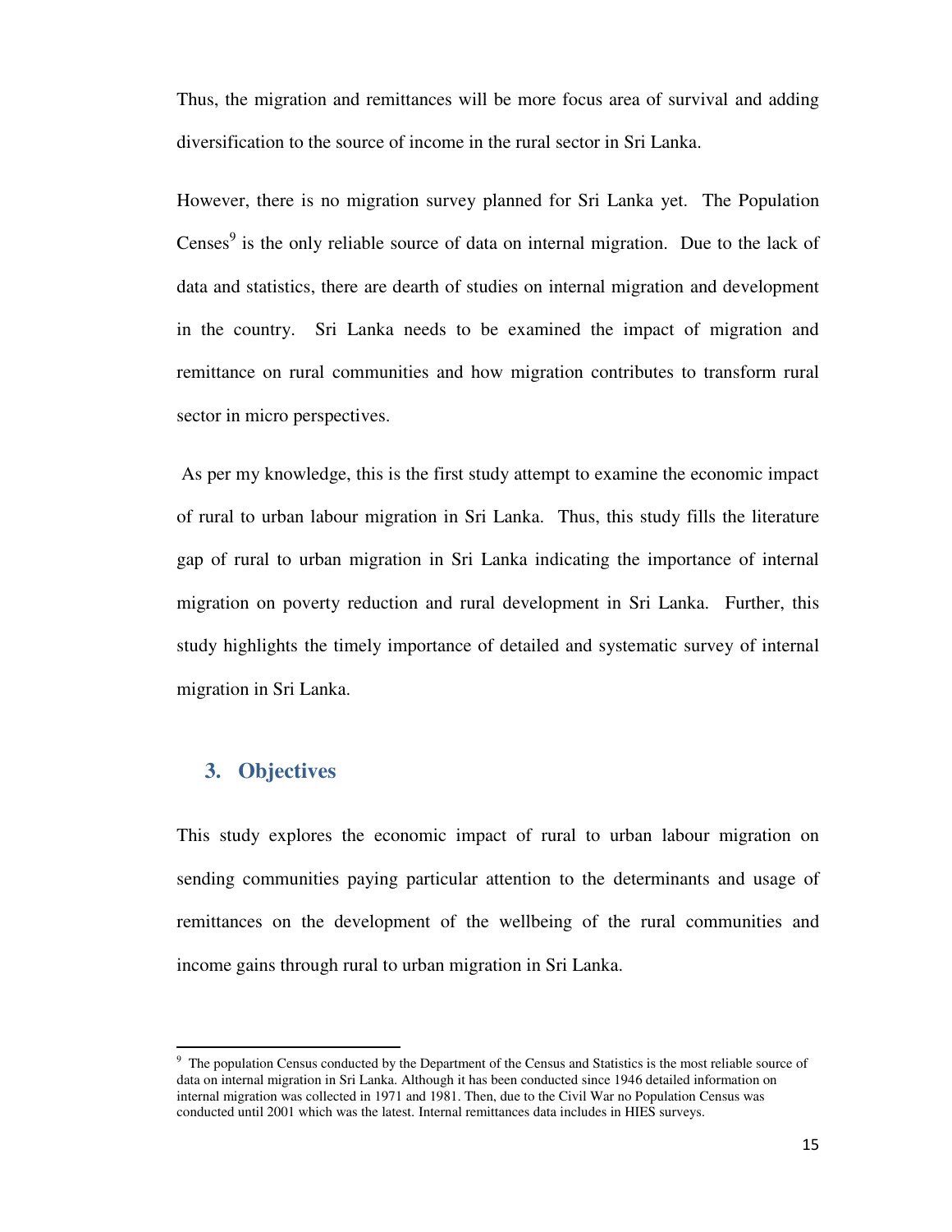Thus, the migration and remittances will be more focus area of survival and adding diversification to the source of income in the rural sector in Sri Lanka.

However, there is no migration survey planned for Sri Lanka yet. The Population Censes[9] is the only reliable source of data on internal migration. Due to the lack of data and statistics, there are dearth of studies on internal migration and development in the country. Sri Lanka needs to be examined the impact of migration and remittance on rural communities and how migration contributes to transform rural sector in micro perspectives.

As per my knowledge, this is the first study attempt to examine the economic impact of rural to urban labour migration in Sri Lanka. Thus, this study fills the literature gap of rural to urban migration in Sri Lanka indicating the importance of internal migration on poverty reduction and rural development in Sri Lanka. Further, this study highlights the timely importance of detailed and systematic survey of internal migration in Sri Lanka.

## 3. Objectives

This study explores the economic impact of rural to urban labour migration on sending communities paying particular attention to the determinants and usage of remittances on the development of the wellbeing of the rural communities and income gains through rural to urban migration in Sri Lanka.

---

[9] The population Census conducted by the Department of the Census and Statistics is the most reliable source of data on internal migration in Sri Lanka. Although it has been conducted since 1946 detailed information on internal migration was collected in 1971 and 1981. Then, due to the Civil War no Population Census was conducted until 2001 which was the latest. Internal remittances data includes in HIES surveys.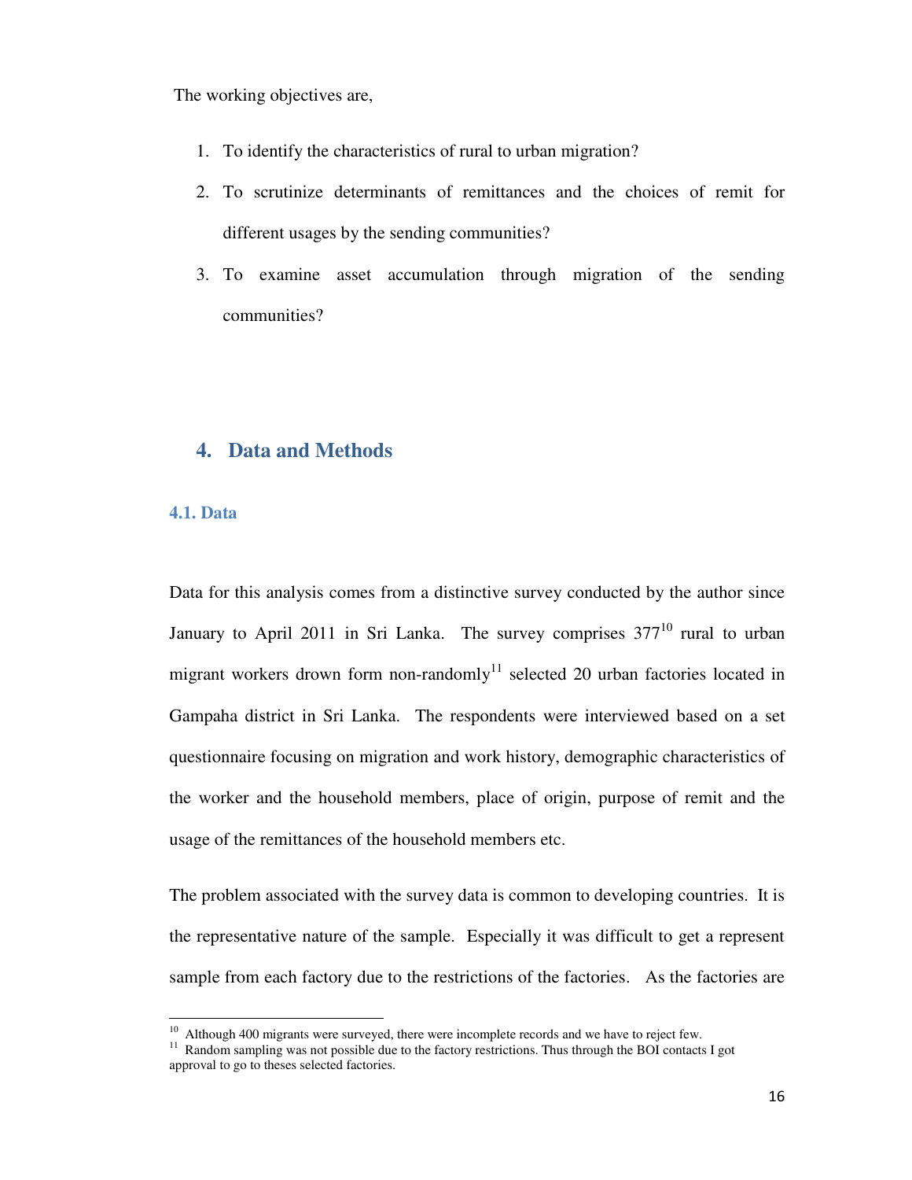The working objectives are,

1. To identify the characteristics of rural to urban migration?
2. To scrutinize determinants of remittances and the choices of remit for different usages by the sending communities?
3. To examine asset accumulation through migration of the sending communities?

## 4. Data and Methods

### 4.1. Data

Data for this analysis comes from a distinctive survey conducted by the author since January to April 2011 in Sri Lanka. The survey comprises 377[10] rural to urban migrant workers drown form non-randomly[11] selected 20 urban factories located in Gampaha district in Sri Lanka. The respondents were interviewed based on a set questionnaire focusing on migration and work history, demographic characteristics of the worker and the household members, place of origin, purpose of remit and the usage of the remittances of the household members etc.

The problem associated with the survey data is common to developing countries. It is the representative nature of the sample. Especially it was difficult to get a represent sample from each factory due to the restrictions of the factories. As the factories are

---

[10] Although 400 migrants were surveyed, there were incomplete records and we have to reject few.

[11] Random sampling was not possible due to the factory restrictions. Thus through the BOI contacts I got approval to go to theses selected factories.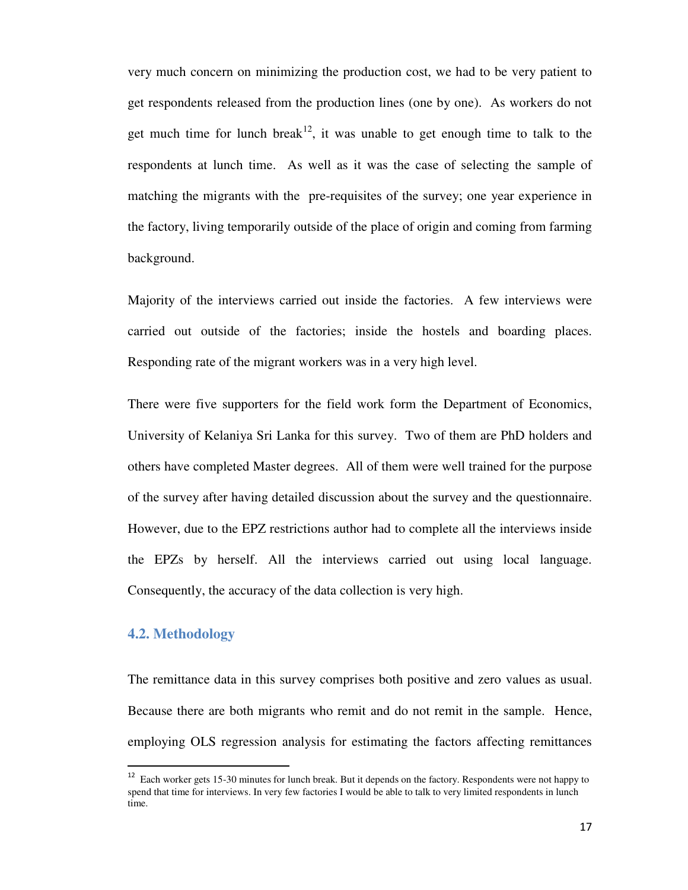very much concern on minimizing the production cost, we had to be very patient to get respondents released from the production lines (one by one). As workers do not get much time for lunch break[12], it was unable to get enough time to talk to the respondents at lunch time. As well as it was the case of selecting the sample of matching the migrants with the pre-requisites of the survey; one year experience in the factory, living temporarily outside of the place of origin and coming from farming background.

Majority of the interviews carried out inside the factories. A few interviews were carried out outside of the factories; inside the hostels and boarding places. Responding rate of the migrant workers was in a very high level.

There were five supporters for the field work form the Department of Economics, University of Kelaniya Sri Lanka for this survey. Two of them are PhD holders and others have completed Master degrees. All of them were well trained for the purpose of the survey after having detailed discussion about the survey and the questionnaire. However, due to the EPZ restrictions author had to complete all the interviews inside the EPZs by herself. All the interviews carried out using local language. Consequently, the accuracy of the data collection is very high.

## 4.2. Methodology

The remittance data in this survey comprises both positive and zero values as usual. Because there are both migrants who remit and do not remit in the sample. Hence, employing OLS regression analysis for estimating the factors affecting remittances

---

[12] Each worker gets 15-30 minutes for lunch break. But it depends on the factory. Respondents were not happy to spend that time for interviews. In very few factories I would be able to talk to very limited respondents in lunch time.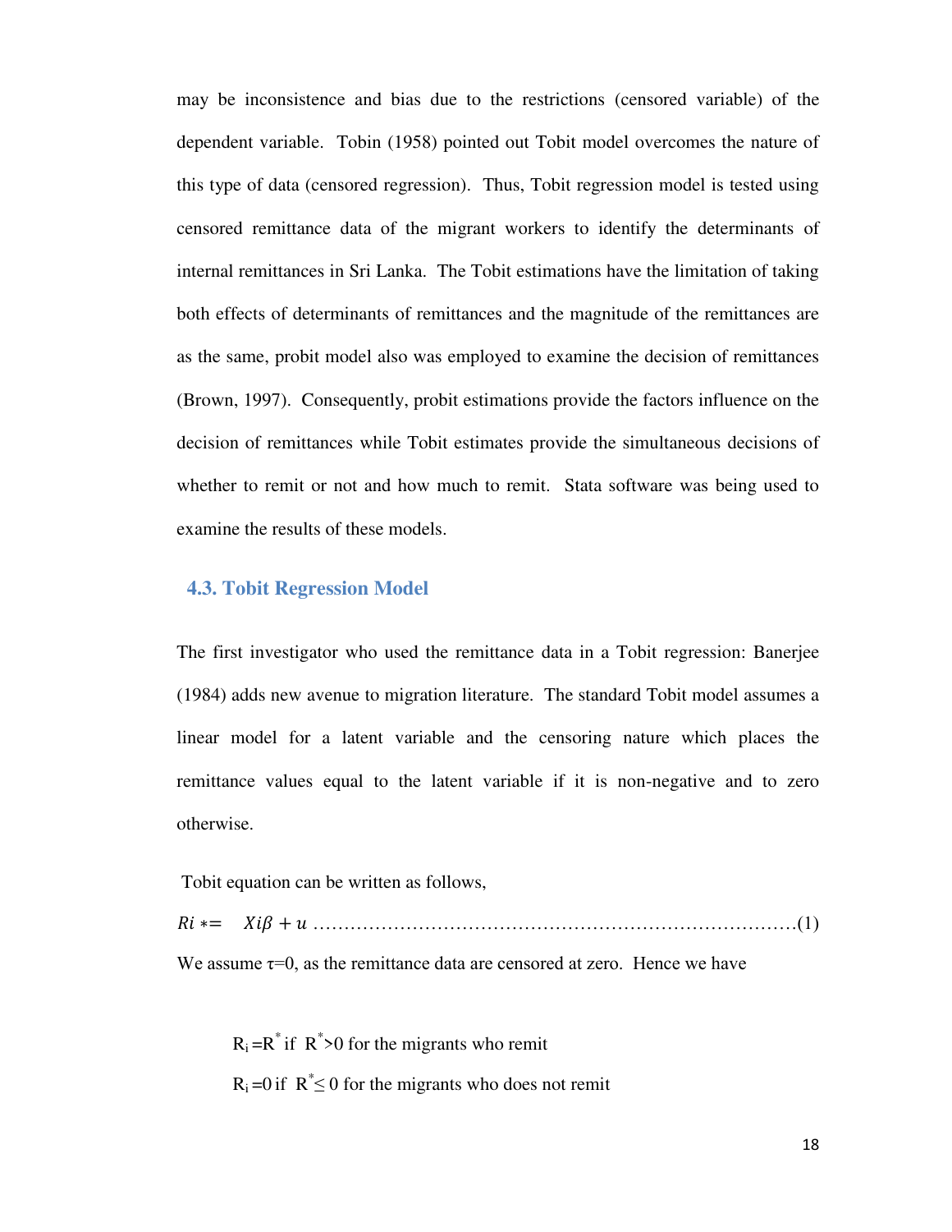may be inconsistence and bias due to the restrictions (censored variable) of the dependent variable. Tobin (1958) pointed out Tobit model overcomes the nature of this type of data (censored regression). Thus, Tobit regression model is tested using censored remittance data of the migrant workers to identify the determinants of internal remittances in Sri Lanka. The Tobit estimations have the limitation of taking both effects of determinants of remittances and the magnitude of the remittances are as the same, probit model also was employed to examine the decision of remittances (Brown, 1997). Consequently, probit estimations provide the factors influence on the decision of remittances while Tobit estimates provide the simultaneous decisions of whether to remit or not and how much to remit. Stata software was being used to examine the results of these models.

## 4.3. Tobit Regression Model

The first investigator who used the remittance data in a Tobit regression: Banerjee (1984) adds new avenue to migration literature. The standard Tobit model assumes a linear model for a latent variable and the censoring nature which places the remittance values equal to the latent variable if it is non-negative and to zero otherwise.

Tobit equation can be written as follows,

$$Ri* = \quad Xi\beta + u \quad \text{..........}(1)$$

We assume $\tau$=0, as the remittance data are censored at zero. Hence we have

$R_i = R^*$ if $R^* > 0$ for the migrants who remit

$R_i = 0$ if $R^* \leq 0$ for the migrants who does not remit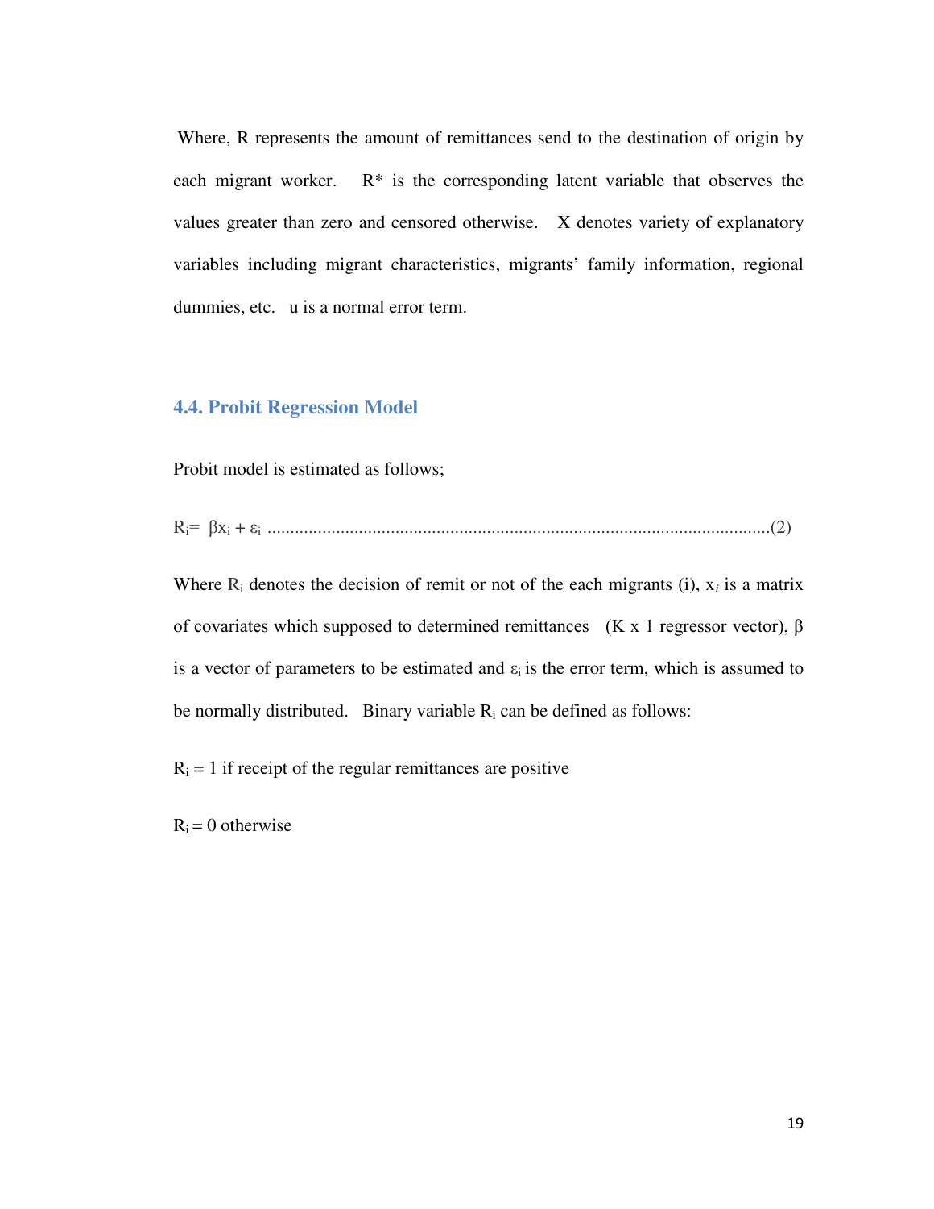Where, R represents the amount of remittances send to the destination of origin by each migrant worker. $R^*$ is the corresponding latent variable that observes the values greater than zero and censored otherwise. X denotes variety of explanatory variables including migrant characteristics, migrants' family information, regional dummies, etc. u is a normal error term.

### 4.4. Probit Regression Model

Probit model is estimated as follows;

$$R_i = \beta x_i + \varepsilon_i \quad \text{.............................................................................................................(2)}$$

Where $R_i$ denotes the decision of remit or not of the each migrants (i), $x_i$ is a matrix of covariates which supposed to determined remittances (K x 1 regressor vector), $\beta$ is a vector of parameters to be estimated and $\varepsilon_i$ is the error term, which is assumed to be normally distributed. Binary variable $R_i$ can be defined as follows:

$R_i = 1$ if receipt of the regular remittances are positive

$R_i = 0$ otherwise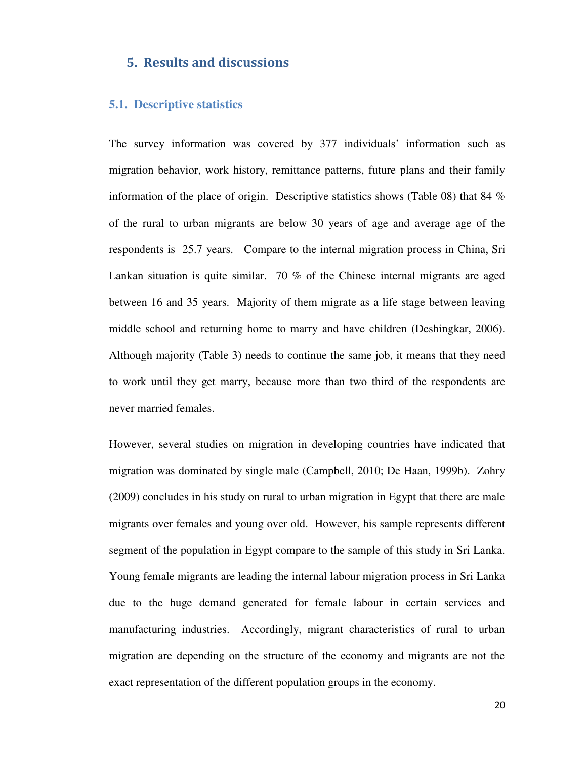## 5. Results and discussions

### 5.1. Descriptive statistics

The survey information was covered by 377 individuals' information such as migration behavior, work history, remittance patterns, future plans and their family information of the place of origin. Descriptive statistics shows (Table 08) that 84 % of the rural to urban migrants are below 30 years of age and average age of the respondents is 25.7 years. Compare to the internal migration process in China, Sri Lankan situation is quite similar. 70 % of the Chinese internal migrants are aged between 16 and 35 years. Majority of them migrate as a life stage between leaving middle school and returning home to marry and have children (Deshingkar, 2006). Although majority (Table 3) needs to continue the same job, it means that they need to work until they get marry, because more than two third of the respondents are never married females.

However, several studies on migration in developing countries have indicated that migration was dominated by single male (Campbell, 2010; De Haan, 1999b). Zohry (2009) concludes in his study on rural to urban migration in Egypt that there are male migrants over females and young over old. However, his sample represents different segment of the population in Egypt compare to the sample of this study in Sri Lanka. Young female migrants are leading the internal labour migration process in Sri Lanka due to the huge demand generated for female labour in certain services and manufacturing industries. Accordingly, migrant characteristics of rural to urban migration are depending on the structure of the economy and migrants are not the exact representation of the different population groups in the economy.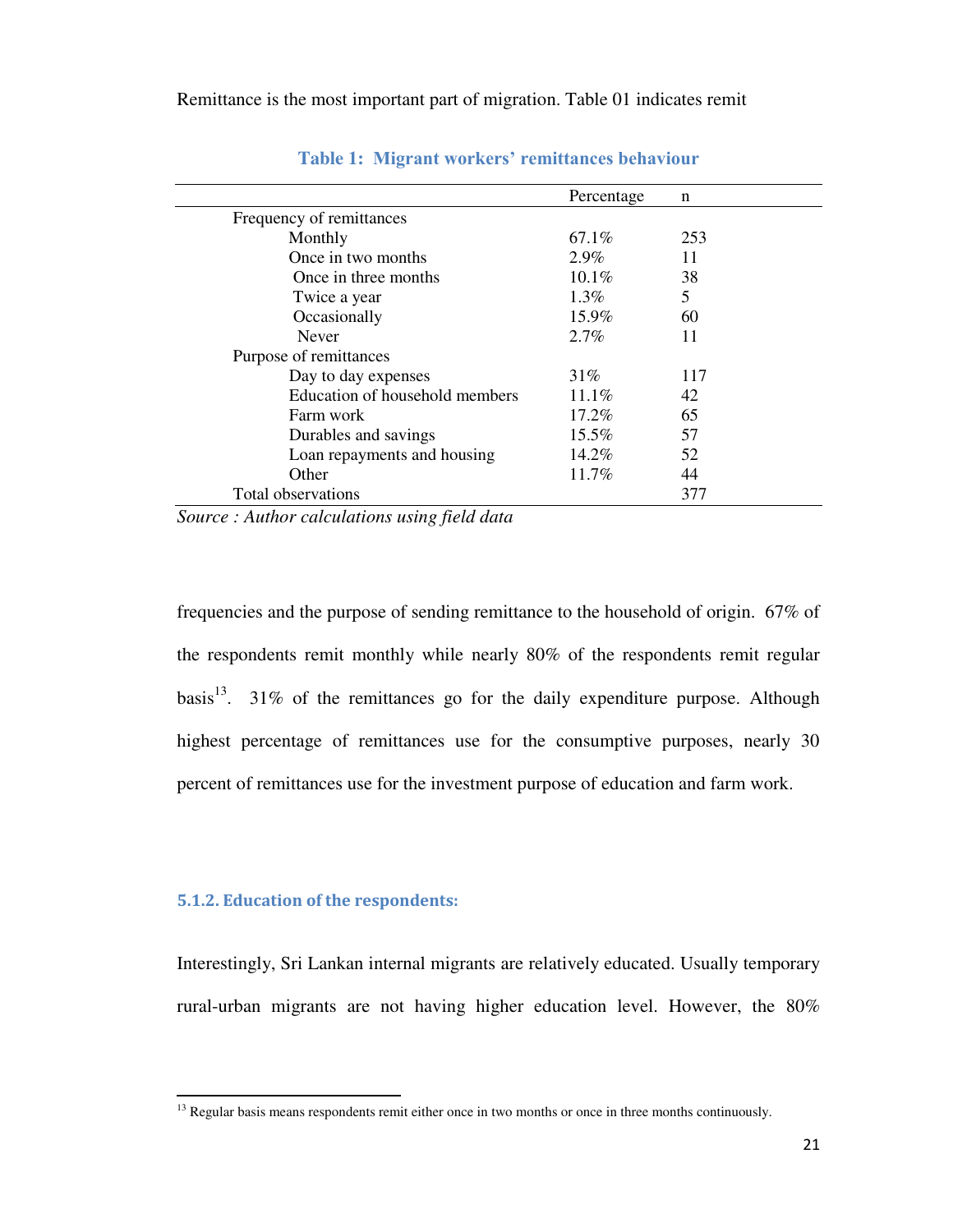Remittance is the most important part of migration. Table 01 indicates remit

**Table 1: Migrant workers' remittances behaviour**

| | Percentage | n |
|---|---|---|
| Frequency of remittances | | |
| Monthly | 67.1% | 253 |
| Once in two months | 2.9% | 11 |
| Once in three months | 10.1% | 38 |
| Twice a year | 1.3% | 5 |
| Occasionally | 15.9% | 60 |
| Never | 2.7% | 11 |
| Purpose of remittances | | |
| Day to day expenses | 31% | 117 |
| Education of household members | 11.1% | 42 |
| Farm work | 17.2% | 65 |
| Durables and savings | 15.5% | 57 |
| Loan repayments and housing | 14.2% | 52 |
| Other | 11.7% | 44 |
| Total observations | | 377 |

*Source : Author calculations using field data*

frequencies and the purpose of sending remittance to the household of origin. 67% of the respondents remit monthly while nearly 80% of the respondents remit regular basis[13]. 31% of the remittances go for the daily expenditure purpose. Although highest percentage of remittances use for the consumptive purposes, nearly 30 percent of remittances use for the investment purpose of education and farm work.

### 5.1.2. Education of the respondents:

Interestingly, Sri Lankan internal migrants are relatively educated. Usually temporary rural-urban migrants are not having higher education level. However, the 80%

[13] Regular basis means respondents remit either once in two months or once in three months continuously.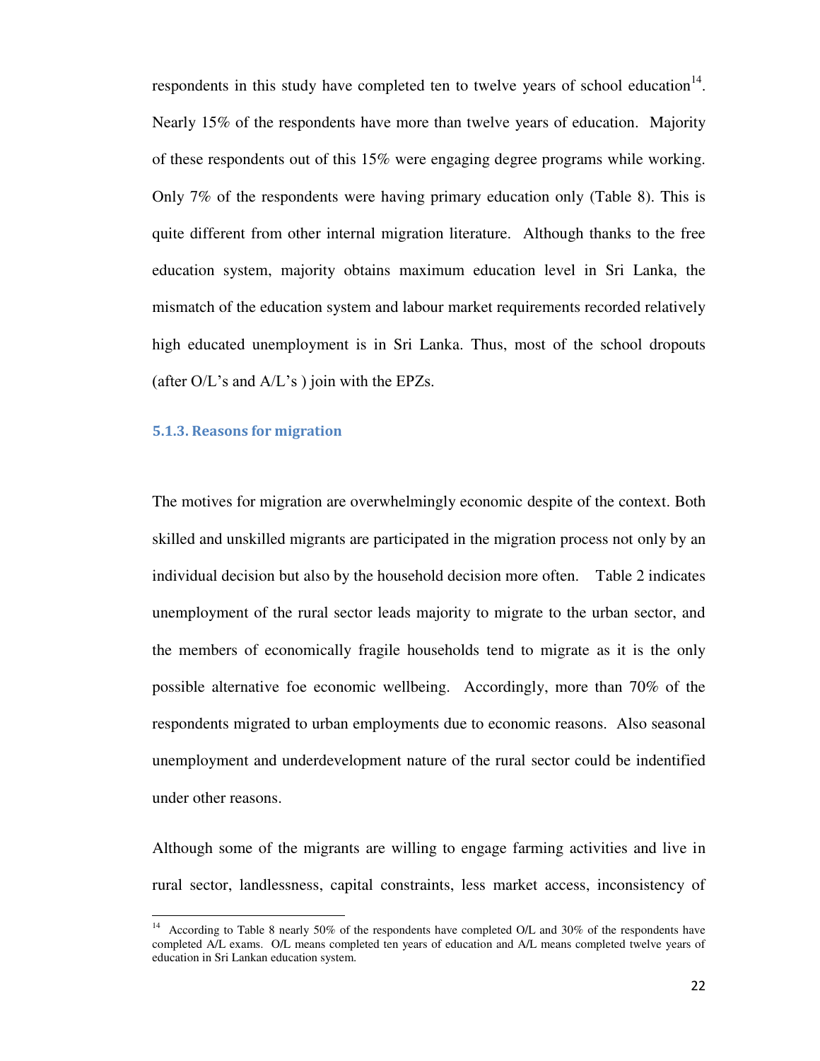respondents in this study have completed ten to twelve years of school education[14]. Nearly 15% of the respondents have more than twelve years of education. Majority of these respondents out of this 15% were engaging degree programs while working. Only 7% of the respondents were having primary education only (Table 8). This is quite different from other internal migration literature. Although thanks to the free education system, majority obtains maximum education level in Sri Lanka, the mismatch of the education system and labour market requirements recorded relatively high educated unemployment is in Sri Lanka. Thus, most of the school dropouts (after O/L's and A/L's ) join with the EPZs.

### 5.1.3. Reasons for migration

The motives for migration are overwhelmingly economic despite of the context. Both skilled and unskilled migrants are participated in the migration process not only by an individual decision but also by the household decision more often. Table 2 indicates unemployment of the rural sector leads majority to migrate to the urban sector, and the members of economically fragile households tend to migrate as it is the only possible alternative foe economic wellbeing. Accordingly, more than 70% of the respondents migrated to urban employments due to economic reasons. Also seasonal unemployment and underdevelopment nature of the rural sector could be indentified under other reasons.

Although some of the migrants are willing to engage farming activities and live in rural sector, landlessness, capital constraints, less market access, inconsistency of

[14] According to Table 8 nearly 50% of the respondents have completed O/L and 30% of the respondents have completed A/L exams. O/L means completed ten years of education and A/L means completed twelve years of education in Sri Lankan education system.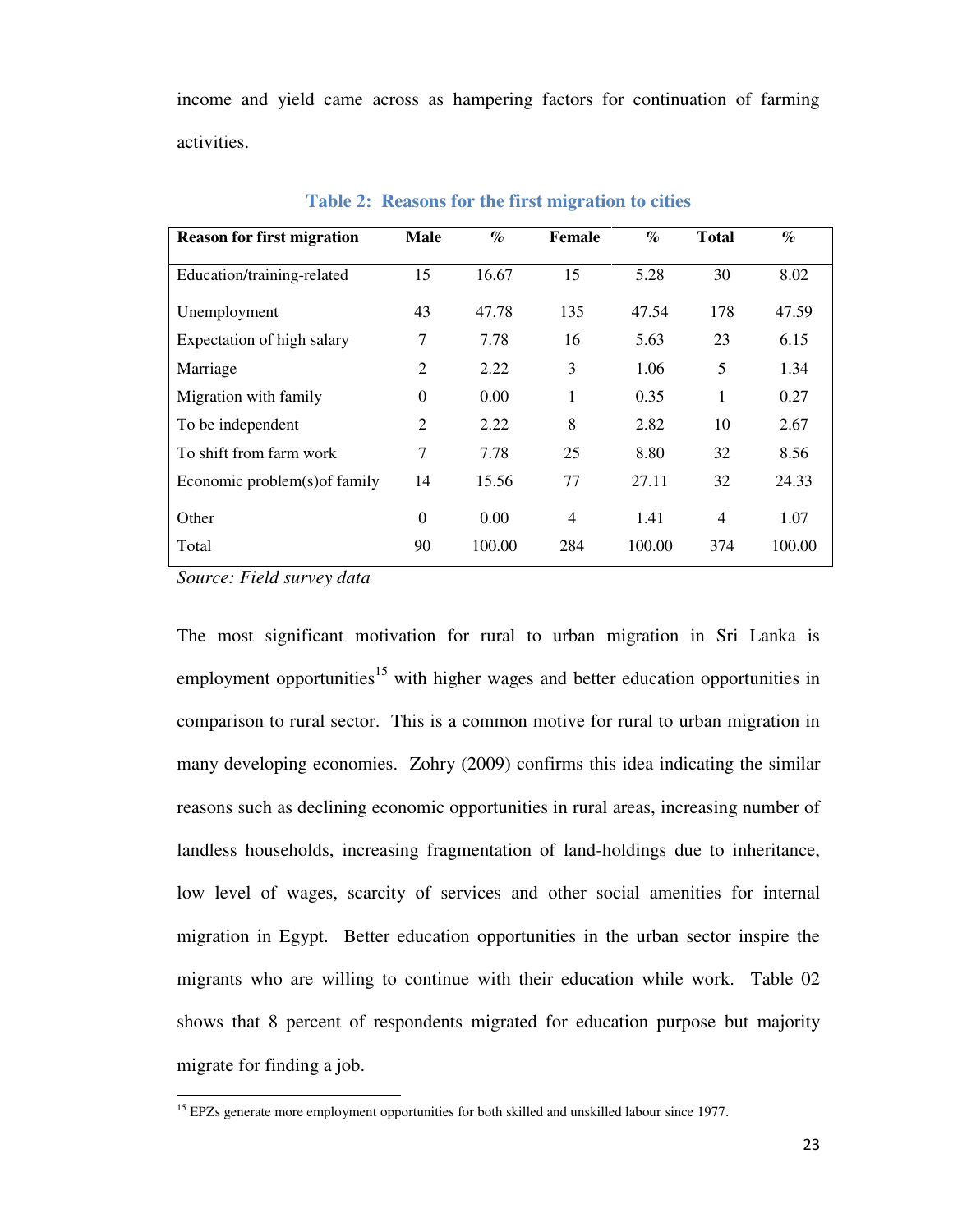income and yield came across as hampering factors for continuation of farming activities.

**Table 2: Reasons for the first migration to cities**

| Reason for first migration | Male | % | Female | % | Total | % |
|---|---|---|---|---|---|---|
| Education/training-related | 15 | 16.67 | 15 | 5.28 | 30 | 8.02 |
| Unemployment | 43 | 47.78 | 135 | 47.54 | 178 | 47.59 |
| Expectation of high salary | 7 | 7.78 | 16 | 5.63 | 23 | 6.15 |
| Marriage | 2 | 2.22 | 3 | 1.06 | 5 | 1.34 |
| Migration with family | 0 | 0.00 | 1 | 0.35 | 1 | 0.27 |
| To be independent | 2 | 2.22 | 8 | 2.82 | 10 | 2.67 |
| To shift from farm work | 7 | 7.78 | 25 | 8.80 | 32 | 8.56 |
| Economic problem(s)of family | 14 | 15.56 | 77 | 27.11 | 32 | 24.33 |
| Other | 0 | 0.00 | 4 | 1.41 | 4 | 1.07 |
| Total | 90 | 100.00 | 284 | 100.00 | 374 | 100.00 |

*Source: Field survey data*

The most significant motivation for rural to urban migration in Sri Lanka is employment opportunities[15] with higher wages and better education opportunities in comparison to rural sector. This is a common motive for rural to urban migration in many developing economies. Zohry (2009) confirms this idea indicating the similar reasons such as declining economic opportunities in rural areas, increasing number of landless households, increasing fragmentation of land-holdings due to inheritance, low level of wages, scarcity of services and other social amenities for internal migration in Egypt. Better education opportunities in the urban sector inspire the migrants who are willing to continue with their education while work. Table 02 shows that 8 percent of respondents migrated for education purpose but majority migrate for finding a job.

[15] EPZs generate more employment opportunities for both skilled and unskilled labour since 1977.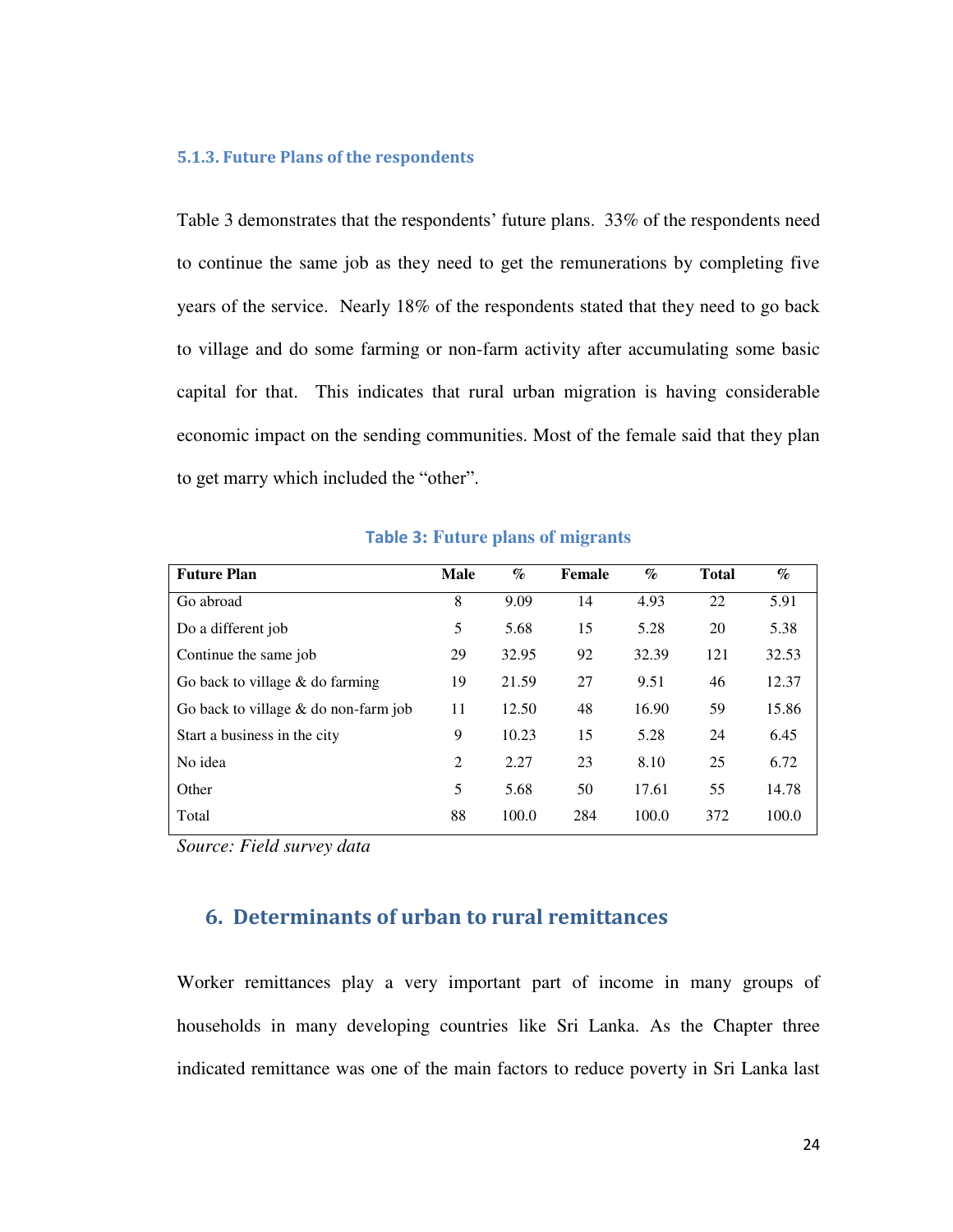### 5.1.3. Future Plans of the respondents

Table 3 demonstrates that the respondents' future plans. 33% of the respondents need to continue the same job as they need to get the remunerations by completing five years of the service. Nearly 18% of the respondents stated that they need to go back to village and do some farming or non-farm activity after accumulating some basic capital for that. This indicates that rural urban migration is having considerable economic impact on the sending communities. Most of the female said that they plan to get marry which included the "other".

**Table 3: Future plans of migrants**

| Future Plan | Male | % | Female | % | Total | % |
|---|---|---|---|---|---|---|
| Go abroad | 8 | 9.09 | 14 | 4.93 | 22 | 5.91 |
| Do a different job | 5 | 5.68 | 15 | 5.28 | 20 | 5.38 |
| Continue the same job | 29 | 32.95 | 92 | 32.39 | 121 | 32.53 |
| Go back to village & do farming | 19 | 21.59 | 27 | 9.51 | 46 | 12.37 |
| Go back to village & do non-farm job | 11 | 12.50 | 48 | 16.90 | 59 | 15.86 |
| Start a business in the city | 9 | 10.23 | 15 | 5.28 | 24 | 6.45 |
| No idea | 2 | 2.27 | 23 | 8.10 | 25 | 6.72 |
| Other | 5 | 5.68 | 50 | 17.61 | 55 | 14.78 |
| Total | 88 | 100.0 | 284 | 100.0 | 372 | 100.0 |

*Source: Field survey data*

## 6. Determinants of urban to rural remittances

Worker remittances play a very important part of income in many groups of households in many developing countries like Sri Lanka. As the Chapter three indicated remittance was one of the main factors to reduce poverty in Sri Lanka last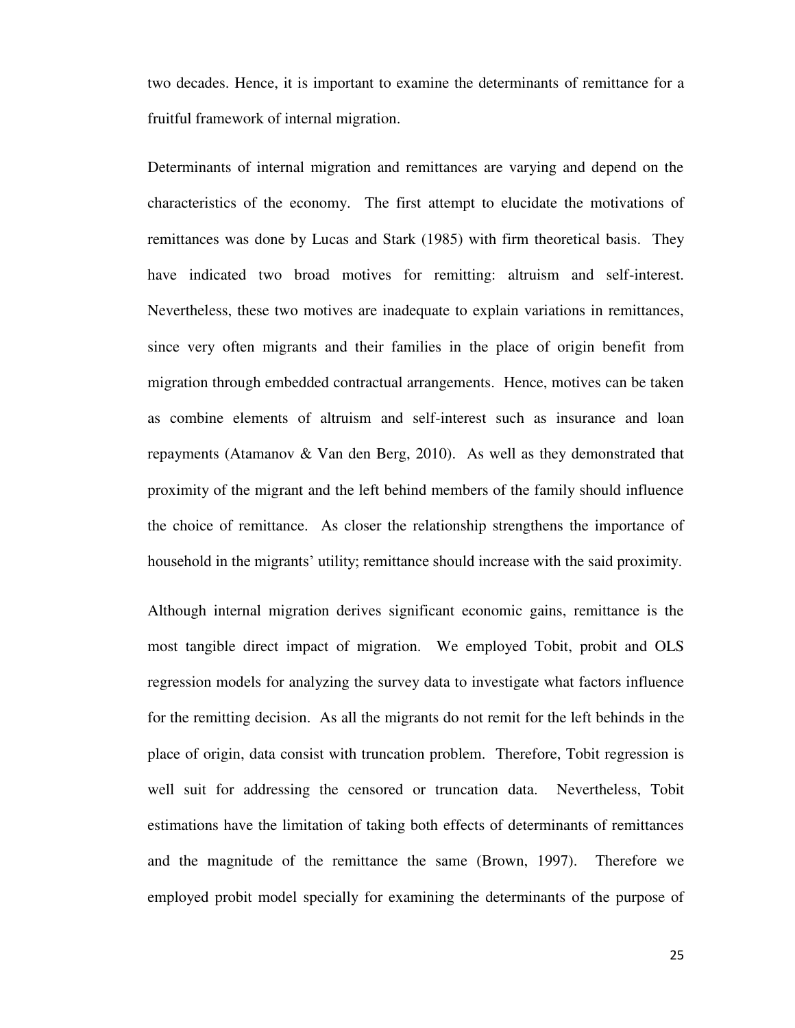two decades. Hence, it is important to examine the determinants of remittance for a fruitful framework of internal migration.

Determinants of internal migration and remittances are varying and depend on the characteristics of the economy. The first attempt to elucidate the motivations of remittances was done by Lucas and Stark (1985) with firm theoretical basis. They have indicated two broad motives for remitting: altruism and self-interest. Nevertheless, these two motives are inadequate to explain variations in remittances, since very often migrants and their families in the place of origin benefit from migration through embedded contractual arrangements. Hence, motives can be taken as combine elements of altruism and self-interest such as insurance and loan repayments (Atamanov & Van den Berg, 2010). As well as they demonstrated that proximity of the migrant and the left behind members of the family should influence the choice of remittance. As closer the relationship strengthens the importance of household in the migrants' utility; remittance should increase with the said proximity.

Although internal migration derives significant economic gains, remittance is the most tangible direct impact of migration. We employed Tobit, probit and OLS regression models for analyzing the survey data to investigate what factors influence for the remitting decision. As all the migrants do not remit for the left behinds in the place of origin, data consist with truncation problem. Therefore, Tobit regression is well suit for addressing the censored or truncation data. Nevertheless, Tobit estimations have the limitation of taking both effects of determinants of remittances and the magnitude of the remittance the same (Brown, 1997). Therefore we employed probit model specially for examining the determinants of the purpose of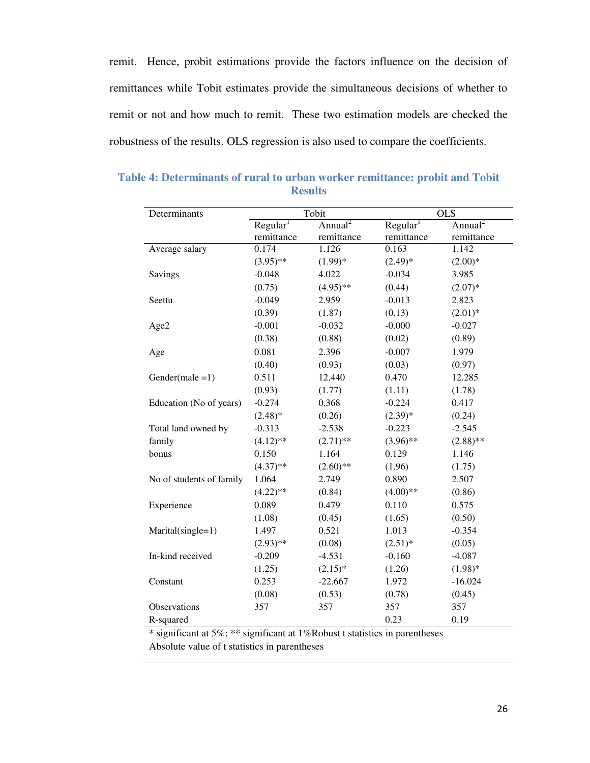remit. Hence, probit estimations provide the factors influence on the decision of remittances while Tobit estimates provide the simultaneous decisions of whether to remit or not and how much to remit. These two estimation models are checked the robustness of the results. OLS regression is also used to compare the coefficients.

**Table 4: Determinants of rural to urban worker remittance: probit and Tobit Results**

| Determinants | Tobit | | OLS | |
|---|---|---|---|---|
| | Regular[1] remittance | Annual[2] remittance | Regular[1] remittance | Annual[2] remittance |
| Average salary | 0.174 | 1.126 | 0.163 | 1.142 |
| | (3.95)** | (1.99)* | (2.49)* | (2.00)* |
| Savings | -0.048 | 4.022 | -0.034 | 3.985 |
| | (0.75) | (4.95)** | (0.44) | (2.07)* |
| Seettu | -0.049 | 2.959 | -0.013 | 2.823 |
| | (0.39) | (1.87) | (0.13) | (2.01)* |
| Age2 | -0.001 | -0.032 | -0.000 | -0.027 |
| | (0.38) | (0.88) | (0.02) | (0.89) |
| Age | 0.081 | 2.396 | -0.007 | 1.979 |
| | (0.40) | (0.93) | (0.03) | (0.97) |
| Gender(male =1) | 0.511 | 12.440 | 0.470 | 12.285 |
| | (0.93) | (1.77) | (1.11) | (1.78) |
| Education (No of years) | -0.274 | 0.368 | -0.224 | 0.417 |
| | (2.48)* | (0.26) | (2.39)* | (0.24) |
| Total land owned by family | -0.313 | -2.538 | -0.223 | -2.545 |
| | (4.12)** | (2.71)** | (3.96)** | (2.88)** |
| bonus | 0.150 | 1.164 | 0.129 | 1.146 |
| | (4.37)** | (2.60)** | (1.96) | (1.75) |
| No of students of family | 1.064 | 2.749 | 0.890 | 2.507 |
| | (4.22)** | (0.84) | (4.00)** | (0.86) |
| Experience | 0.089 | 0.479 | 0.110 | 0.575 |
| | (1.08) | (0.45) | (1.65) | (0.50) |
| Marital(single=1) | 1.497 | 0.521 | 1.013 | -0.354 |
| | (2.93)** | (0.08) | (2.51)* | (0.05) |
| In-kind received | -0.209 | -4.531 | -0.160 | -4.087 |
| | (1.25) | (2.15)* | (1.26) | (1.98)* |
| Constant | 0.253 | -22.667 | 1.972 | -16.024 |
| | (0.08) | (0.53) | (0.78) | (0.45) |
| Observations | 357 | 357 | 357 | 357 |
| R-squared | | | 0.23 | 0.19 |

\* significant at 5%; ** significant at 1%Robust t statistics in parentheses
Absolute value of t statistics in parentheses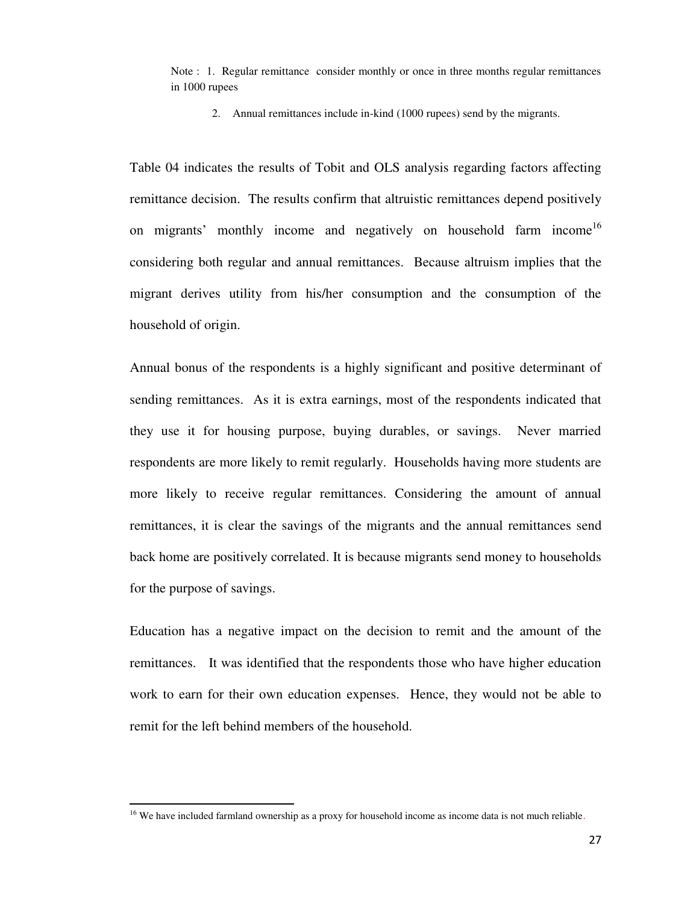Note : 1. Regular remittance consider monthly or once in three months regular remittances in 1000 rupees

2. Annual remittances include in-kind (1000 rupees) send by the migrants.

Table 04 indicates the results of Tobit and OLS analysis regarding factors affecting remittance decision. The results confirm that altruistic remittances depend positively on migrants' monthly income and negatively on household farm income[16] considering both regular and annual remittances. Because altruism implies that the migrant derives utility from his/her consumption and the consumption of the household of origin.

Annual bonus of the respondents is a highly significant and positive determinant of sending remittances. As it is extra earnings, most of the respondents indicated that they use it for housing purpose, buying durables, or savings. Never married respondents are more likely to remit regularly. Households having more students are more likely to receive regular remittances. Considering the amount of annual remittances, it is clear the savings of the migrants and the annual remittances send back home are positively correlated. It is because migrants send money to households for the purpose of savings.

Education has a negative impact on the decision to remit and the amount of the remittances. It was identified that the respondents those who have higher education work to earn for their own education expenses. Hence, they would not be able to remit for the left behind members of the household.

[16] We have included farmland ownership as a proxy for household income as income data is not much reliable.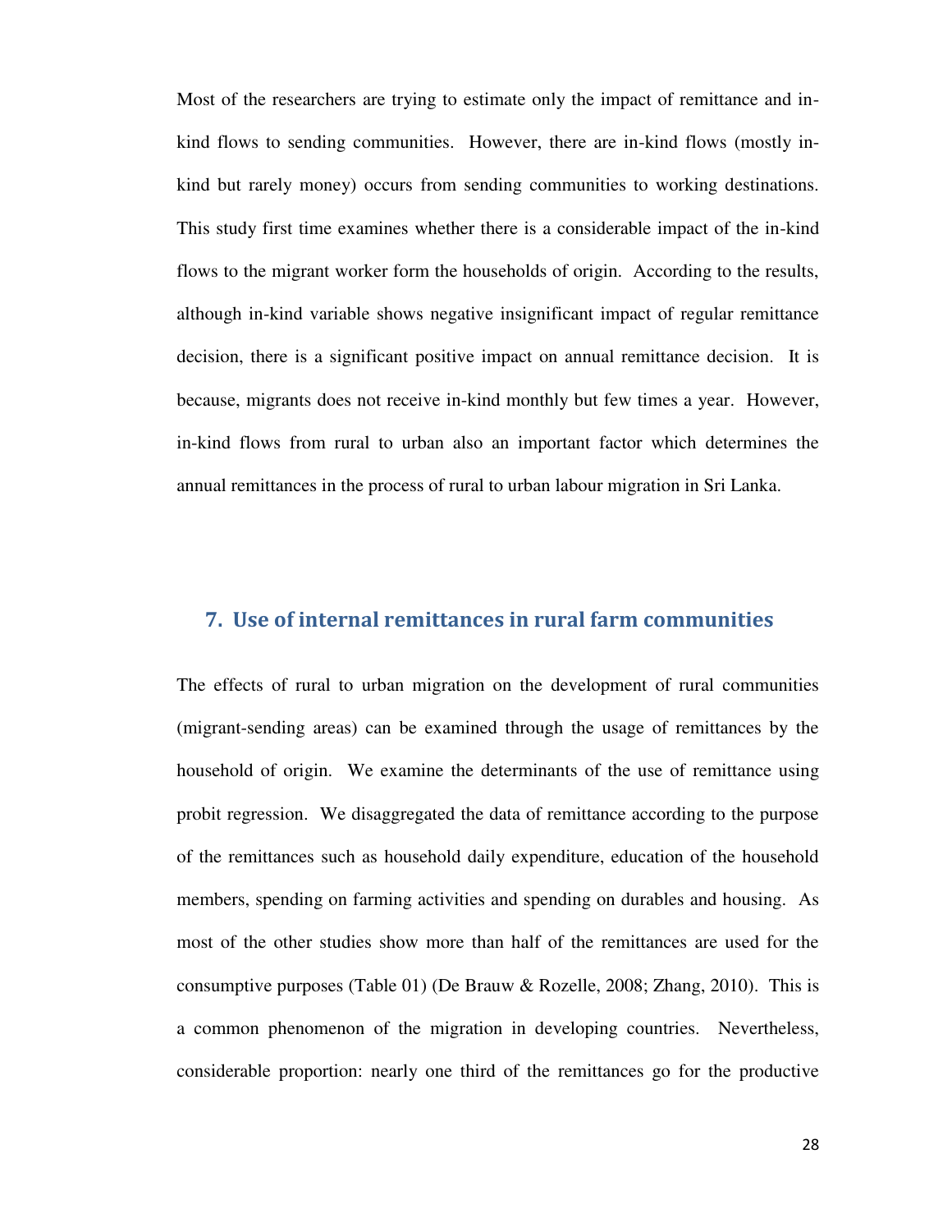Most of the researchers are trying to estimate only the impact of remittance and in-kind flows to sending communities. However, there are in-kind flows (mostly in-kind but rarely money) occurs from sending communities to working destinations. This study first time examines whether there is a considerable impact of the in-kind flows to the migrant worker form the households of origin. According to the results, although in-kind variable shows negative insignificant impact of regular remittance decision, there is a significant positive impact on annual remittance decision. It is because, migrants does not receive in-kind monthly but few times a year. However, in-kind flows from rural to urban also an important factor which determines the annual remittances in the process of rural to urban labour migration in Sri Lanka.

## 7. Use of internal remittances in rural farm communities

The effects of rural to urban migration on the development of rural communities (migrant-sending areas) can be examined through the usage of remittances by the household of origin. We examine the determinants of the use of remittance using probit regression. We disaggregated the data of remittance according to the purpose of the remittances such as household daily expenditure, education of the household members, spending on farming activities and spending on durables and housing. As most of the other studies show more than half of the remittances are used for the consumptive purposes (Table 01) (De Brauw & Rozelle, 2008; Zhang, 2010). This is a common phenomenon of the migration in developing countries. Nevertheless, considerable proportion: nearly one third of the remittances go for the productive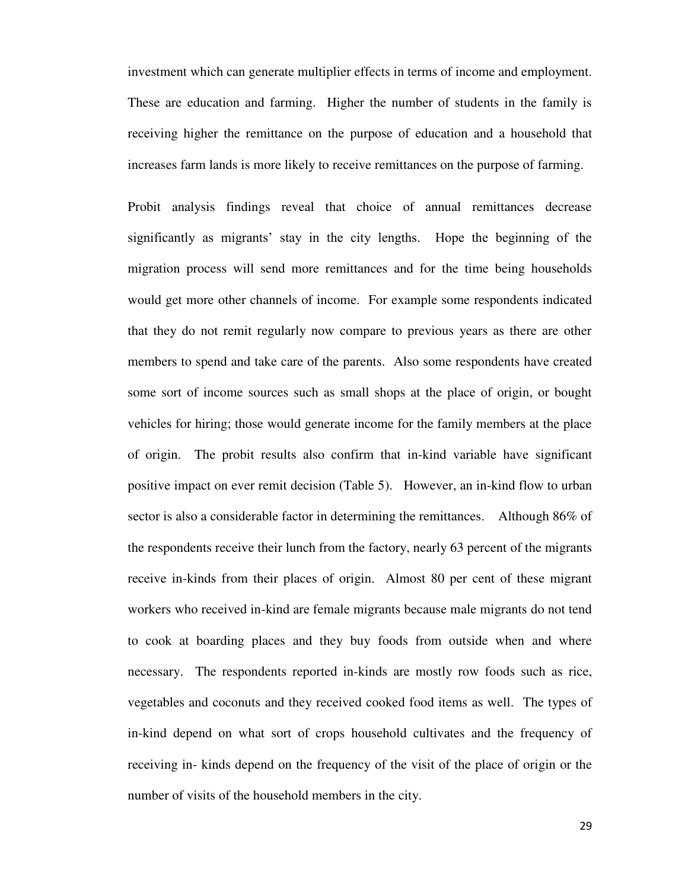investment which can generate multiplier effects in terms of income and employment. These are education and farming. Higher the number of students in the family is receiving higher the remittance on the purpose of education and a household that increases farm lands is more likely to receive remittances on the purpose of farming.

Probit analysis findings reveal that choice of annual remittances decrease significantly as migrants' stay in the city lengths. Hope the beginning of the migration process will send more remittances and for the time being households would get more other channels of income. For example some respondents indicated that they do not remit regularly now compare to previous years as there are other members to spend and take care of the parents. Also some respondents have created some sort of income sources such as small shops at the place of origin, or bought vehicles for hiring; those would generate income for the family members at the place of origin. The probit results also confirm that in-kind variable have significant positive impact on ever remit decision (Table 5). However, an in-kind flow to urban sector is also a considerable factor in determining the remittances. Although 86% of the respondents receive their lunch from the factory, nearly 63 percent of the migrants receive in-kinds from their places of origin. Almost 80 per cent of these migrant workers who received in-kind are female migrants because male migrants do not tend to cook at boarding places and they buy foods from outside when and where necessary. The respondents reported in-kinds are mostly row foods such as rice, vegetables and coconuts and they received cooked food items as well. The types of in-kind depend on what sort of crops household cultivates and the frequency of receiving in- kinds depend on the frequency of the visit of the place of origin or the number of visits of the household members in the city.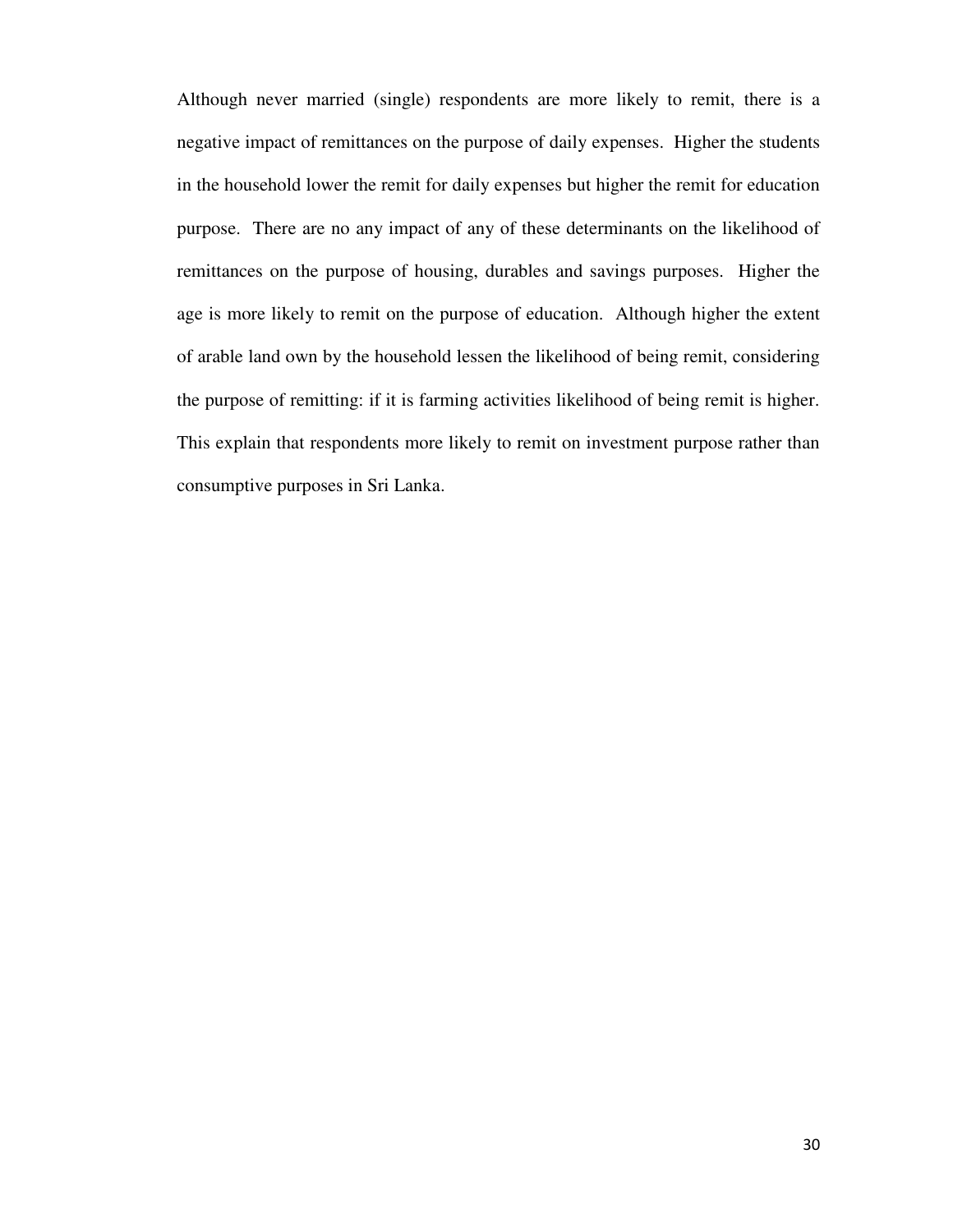Although never married (single) respondents are more likely to remit, there is a negative impact of remittances on the purpose of daily expenses. Higher the students in the household lower the remit for daily expenses but higher the remit for education purpose. There are no any impact of any of these determinants on the likelihood of remittances on the purpose of housing, durables and savings purposes. Higher the age is more likely to remit on the purpose of education. Although higher the extent of arable land own by the household lessen the likelihood of being remit, considering the purpose of remitting: if it is farming activities likelihood of being remit is higher. This explain that respondents more likely to remit on investment purpose rather than consumptive purposes in Sri Lanka.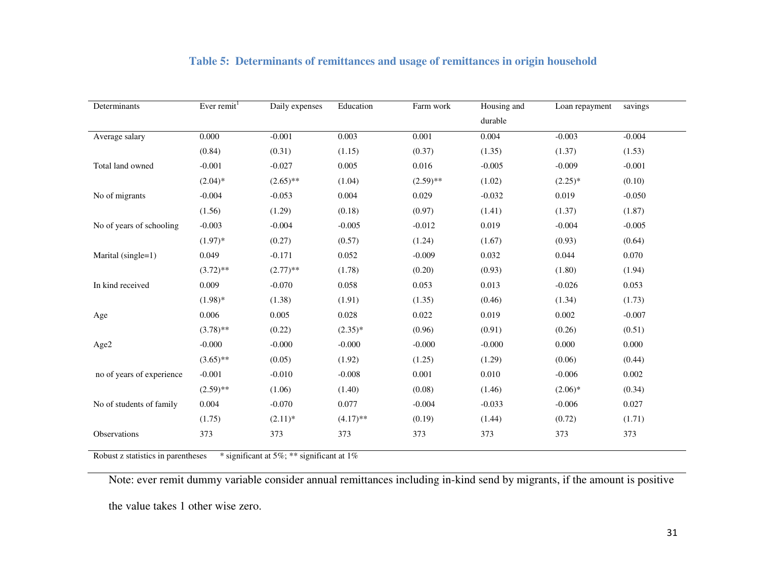### Table 5: Determinants of remittances and usage of remittances in origin household

| Determinants | Ever remit[1] | Daily expenses | Education | Farm work | Housing and durable | Loan repayment | savings |
|---|---|---|---|---|---|---|---|
| Average salary | 0.000 | -0.001 | 0.003 | 0.001 | 0.004 | -0.003 | -0.004 |
| | (0.84) | (0.31) | (1.15) | (0.37) | (1.35) | (1.37) | (1.53) |
| Total land owned | -0.001 | -0.027 | 0.005 | 0.016 | -0.005 | -0.009 | -0.001 |
| | (2.04)* | (2.65)** | (1.04) | (2.59)** | (1.02) | (2.25)* | (0.10) |
| No of migrants | -0.004 | -0.053 | 0.004 | 0.029 | -0.032 | 0.019 | -0.050 |
| | (1.56) | (1.29) | (0.18) | (0.97) | (1.41) | (1.37) | (1.87) |
| No of years of schooling | -0.003 | -0.004 | -0.005 | -0.012 | 0.019 | -0.004 | -0.005 |
| | (1.97)* | (0.27) | (0.57) | (1.24) | (1.67) | (0.93) | (0.64) |
| Marital (single=1) | 0.049 | -0.171 | 0.052 | -0.009 | 0.032 | 0.044 | 0.070 |
| | (3.72)** | (2.77)** | (1.78) | (0.20) | (0.93) | (1.80) | (1.94) |
| In kind received | 0.009 | -0.070 | 0.058 | 0.053 | 0.013 | -0.026 | 0.053 |
| | (1.98)* | (1.38) | (1.91) | (1.35) | (0.46) | (1.34) | (1.73) |
| Age | 0.006 | 0.005 | 0.028 | 0.022 | 0.019 | 0.002 | -0.007 |
| | (3.78)** | (0.22) | (2.35)* | (0.96) | (0.91) | (0.26) | (0.51) |
| Age2 | -0.000 | -0.000 | -0.000 | -0.000 | -0.000 | 0.000 | 0.000 |
| | (3.65)** | (0.05) | (1.92) | (1.25) | (1.29) | (0.06) | (0.44) |
| no of years of experience | -0.001 | -0.010 | -0.008 | 0.001 | 0.010 | -0.006 | 0.002 |
| | (2.59)** | (1.06) | (1.40) | (0.08) | (1.46) | (2.06)* | (0.34) |
| No of students of family | 0.004 | -0.070 | 0.077 | -0.004 | -0.033 | -0.006 | 0.027 |
| | (1.75) | (2.11)* | (4.17)** | (0.19) | (1.44) | (0.72) | (1.71) |
| Observations | 373 | 373 | 373 | 373 | 373 | 373 | 373 |

Robust z statistics in parentheses * significant at 5%; ** significant at 1%

Note: ever remit dummy variable consider annual remittances including in-kind send by migrants, if the amount is positive the value takes 1 other wise zero.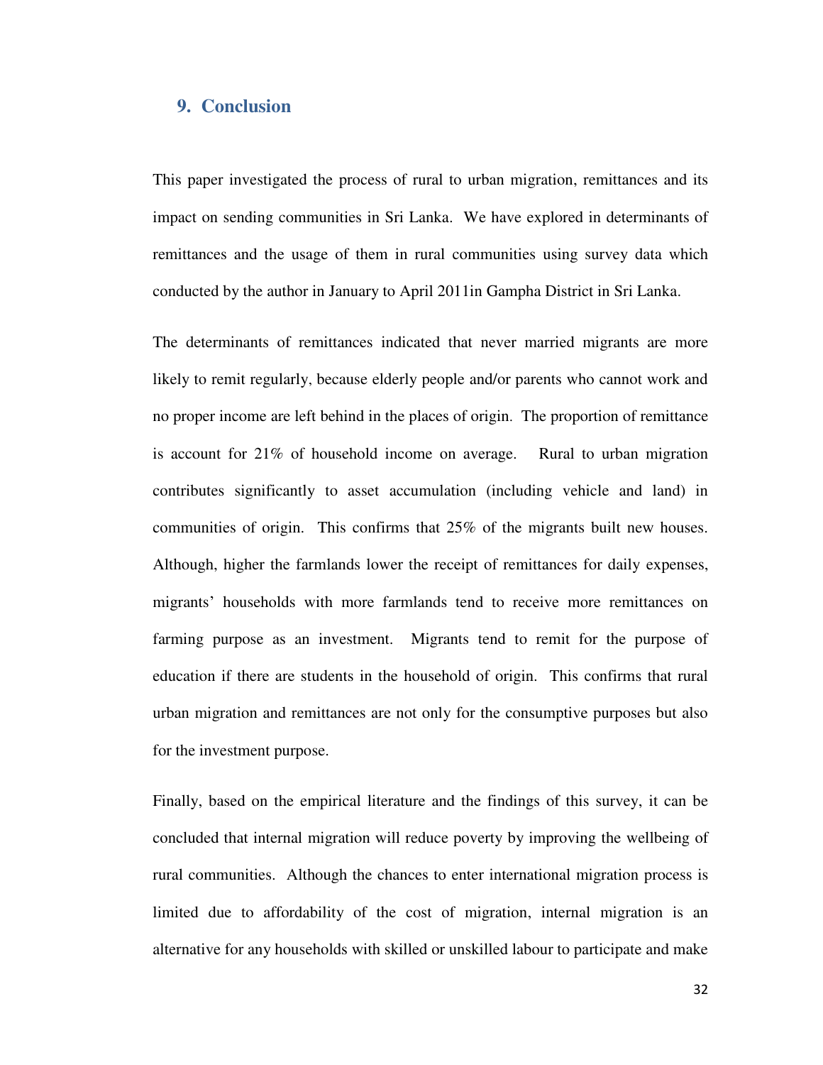## 9. Conclusion

This paper investigated the process of rural to urban migration, remittances and its impact on sending communities in Sri Lanka. We have explored in determinants of remittances and the usage of them in rural communities using survey data which conducted by the author in January to April 2011in Gampha District in Sri Lanka.

The determinants of remittances indicated that never married migrants are more likely to remit regularly, because elderly people and/or parents who cannot work and no proper income are left behind in the places of origin. The proportion of remittance is account for 21% of household income on average. Rural to urban migration contributes significantly to asset accumulation (including vehicle and land) in communities of origin. This confirms that 25% of the migrants built new houses. Although, higher the farmlands lower the receipt of remittances for daily expenses, migrants' households with more farmlands tend to receive more remittances on farming purpose as an investment. Migrants tend to remit for the purpose of education if there are students in the household of origin. This confirms that rural urban migration and remittances are not only for the consumptive purposes but also for the investment purpose.

Finally, based on the empirical literature and the findings of this survey, it can be concluded that internal migration will reduce poverty by improving the wellbeing of rural communities. Although the chances to enter international migration process is limited due to affordability of the cost of migration, internal migration is an alternative for any households with skilled or unskilled labour to participate and make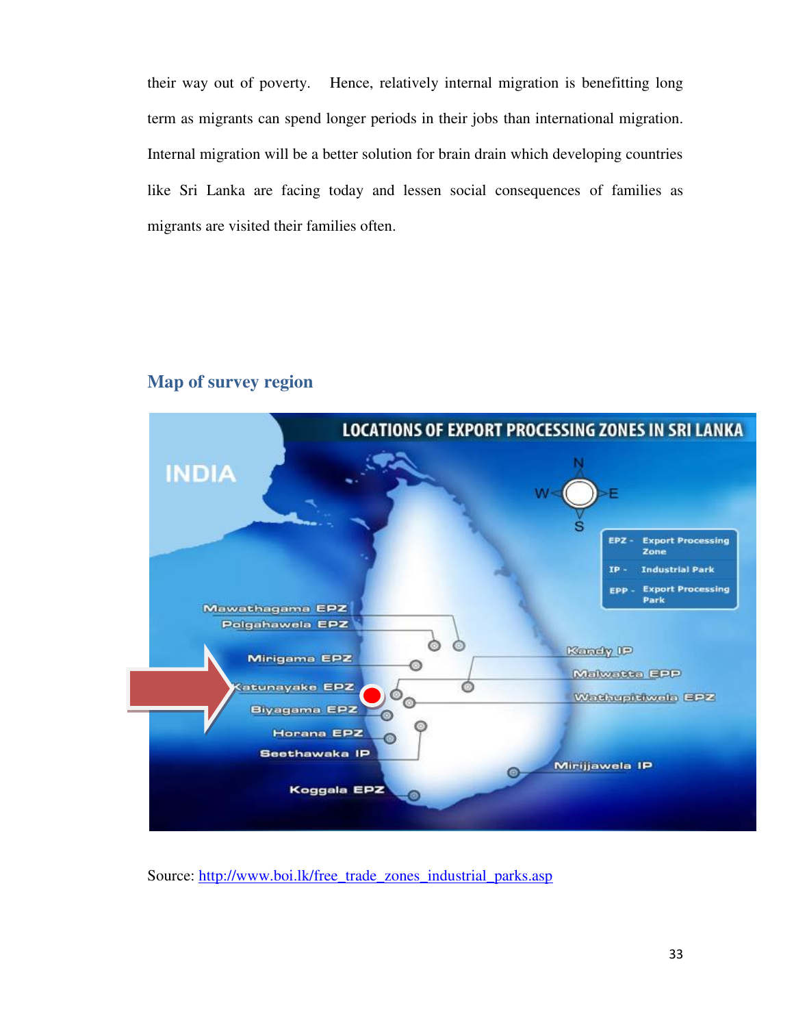their way out of poverty. Hence, relatively internal migration is benefitting long term as migrants can spend longer periods in their jobs than international migration. Internal migration will be a better solution for brain drain which developing countries like Sri Lanka are facing today and lessen social consequences of families as migrants are visited their families often.

## Map of survey region

Source: http://www.boi.lk/free_trade_zones_industrial_parks.asp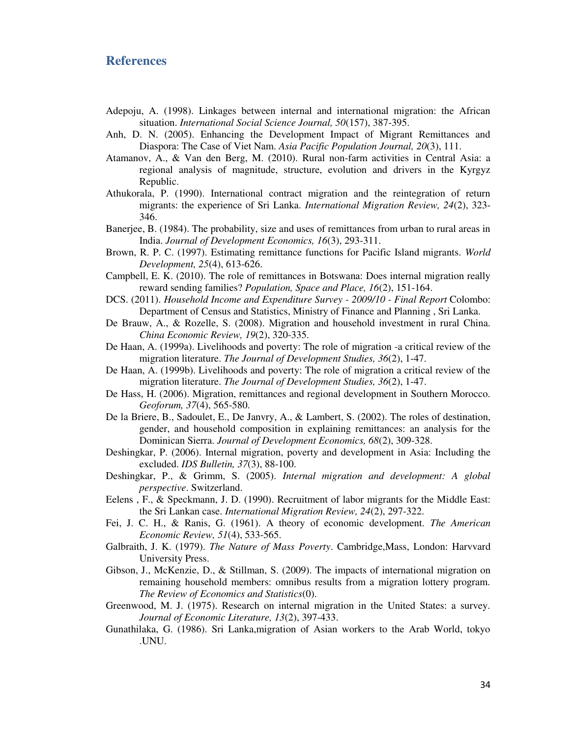## References

Adepoju, A. (1998). Linkages between internal and international migration: the African situation. *International Social Science Journal, 50*(157), 387-395.

Anh, D. N. (2005). Enhancing the Development Impact of Migrant Remittances and Diaspora: The Case of Viet Nam. *Asia Pacific Population Journal, 20*(3), 111.

Atamanov, A., & Van den Berg, M. (2010). Rural non-farm activities in Central Asia: a regional analysis of magnitude, structure, evolution and drivers in the Kyrgyz Republic.

Athukorala, P. (1990). International contract migration and the reintegration of return migrants: the experience of Sri Lanka. *International Migration Review, 24*(2), 323-346.

Banerjee, B. (1984). The probability, size and uses of remittances from urban to rural areas in India. *Journal of Development Economics, 16*(3), 293-311.

Brown, R. P. C. (1997). Estimating remittance functions for Pacific Island migrants. *World Development, 25*(4), 613-626.

Campbell, E. K. (2010). The role of remittances in Botswana: Does internal migration really reward sending families? *Population, Space and Place, 16*(2), 151-164.

DCS. (2011). *Household Income and Expenditure Survey - 2009/10 - Final Report* Colombo: Department of Census and Statistics, Ministry of Finance and Planning , Sri Lanka.

De Brauw, A., & Rozelle, S. (2008). Migration and household investment in rural China. *China Economic Review, 19*(2), 320-335.

De Haan, A. (1999a). Livelihoods and poverty: The role of migration -a critical review of the migration literature. *The Journal of Development Studies, 36*(2), 1-47.

De Haan, A. (1999b). Livelihoods and poverty: The role of migration a critical review of the migration literature. *The Journal of Development Studies, 36*(2), 1-47.

De Hass, H. (2006). Migration, remittances and regional development in Southern Morocco. *Geoforum, 37*(4), 565-580.

De la Briere, B., Sadoulet, E., De Janvry, A., & Lambert, S. (2002). The roles of destination, gender, and household composition in explaining remittances: an analysis for the Dominican Sierra. *Journal of Development Economics, 68*(2), 309-328.

Deshingkar, P. (2006). Internal migration, poverty and development in Asia: Including the excluded. *IDS Bulletin, 37*(3), 88-100.

Deshingkar, P., & Grimm, S. (2005). *Internal migration and development: A global perspective*. Switzerland.

Eelens , F., & Speckmann, J. D. (1990). Recruitment of labor migrants for the Middle East: the Sri Lankan case. *International Migration Review, 24*(2), 297-322.

Fei, J. C. H., & Ranis, G. (1961). A theory of economic development. *The American Economic Review, 51*(4), 533-565.

Galbraith, J. K. (1979). *The Nature of Mass Poverty*. Cambridge,Mass, London: Harvvard University Press.

Gibson, J., McKenzie, D., & Stillman, S. (2009). The impacts of international migration on remaining household members: omnibus results from a migration lottery program. *The Review of Economics and Statistics*(0).

Greenwood, M. J. (1975). Research on internal migration in the United States: a survey. *Journal of Economic Literature, 13*(2), 397-433.

Gunathilaka, G. (1986). Sri Lanka,migration of Asian workers to the Arab World, tokyo .UNU.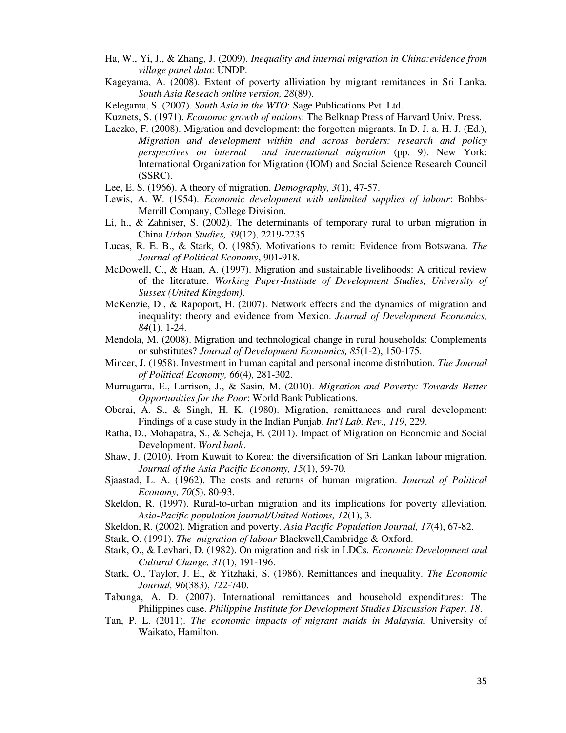Ha, W., Yi, J., & Zhang, J. (2009). *Inequality and internal migration in China:evidence from village panel data*: UNDP.

Kageyama, A. (2008). Extent of poverty alliviation by migrant remitances in Sri Lanka. *South Asia Reseach online version, 28*(89).

Kelegama, S. (2007). *South Asia in the WTO*: Sage Publications Pvt. Ltd.

Kuznets, S. (1971). *Economic growth of nations*: The Belknap Press of Harvard Univ. Press.

Laczko, F. (2008). Migration and development: the forgotten migrants. In D. J. a. H. J. (Ed.), *Migration and development within and across borders: research and policy perspectives on internal and international migration* (pp. 9). New York: International Organization for Migration (IOM) and Social Science Research Council (SSRC).

Lee, E. S. (1966). A theory of migration. *Demography, 3*(1), 47-57.

Lewis, A. W. (1954). *Economic development with unlimited supplies of labour*: Bobbs-Merrill Company, College Division.

Li, h., & Zahniser, S. (2002). The determinants of temporary rural to urban migration in China *Urban Studies, 39*(12), 2219-2235.

Lucas, R. E. B., & Stark, O. (1985). Motivations to remit: Evidence from Botswana. *The Journal of Political Economy*, 901-918.

McDowell, C., & Haan, A. (1997). Migration and sustainable livelihoods: A critical review of the literature. *Working Paper-Institute of Development Studies, University of Sussex (United Kingdom)*.

McKenzie, D., & Rapoport, H. (2007). Network effects and the dynamics of migration and inequality: theory and evidence from Mexico. *Journal of Development Economics, 84*(1), 1-24.

Mendola, M. (2008). Migration and technological change in rural households: Complements or substitutes? *Journal of Development Economics, 85*(1-2), 150-175.

Mincer, J. (1958). Investment in human capital and personal income distribution. *The Journal of Political Economy, 66*(4), 281-302.

Murrugarra, E., Larrison, J., & Sasin, M. (2010). *Migration and Poverty: Towards Better Opportunities for the Poor*: World Bank Publications.

Oberai, A. S., & Singh, H. K. (1980). Migration, remittances and rural development: Findings of a case study in the Indian Punjab. *Int'l Lab. Rev., 119*, 229.

Ratha, D., Mohapatra, S., & Scheja, E. (2011). Impact of Migration on Economic and Social Development. *Word bank*.

Shaw, J. (2010). From Kuwait to Korea: the diversification of Sri Lankan labour migration. *Journal of the Asia Pacific Economy, 15*(1), 59-70.

Sjaastad, L. A. (1962). The costs and returns of human migration. *Journal of Political Economy, 70*(5), 80-93.

Skeldon, R. (1997). Rural-to-urban migration and its implications for poverty alleviation. *Asia-Pacific population journal/United Nations, 12*(1), 3.

Skeldon, R. (2002). Migration and poverty. *Asia Pacific Population Journal, 17*(4), 67-82.

Stark, O. (1991). *The migration of labour* Blackwell,Cambridge & Oxford.

Stark, O., & Levhari, D. (1982). On migration and risk in LDCs. *Economic Development and Cultural Change, 31*(1), 191-196.

Stark, O., Taylor, J. E., & Yitzhaki, S. (1986). Remittances and inequality. *The Economic Journal, 96*(383), 722-740.

Tabunga, A. D. (2007). International remittances and household expenditures: The Philippines case. *Philippine Institute for Development Studies Discussion Paper, 18*.

Tan, P. L. (2011). *The economic impacts of migrant maids in Malaysia.* University of Waikato, Hamilton.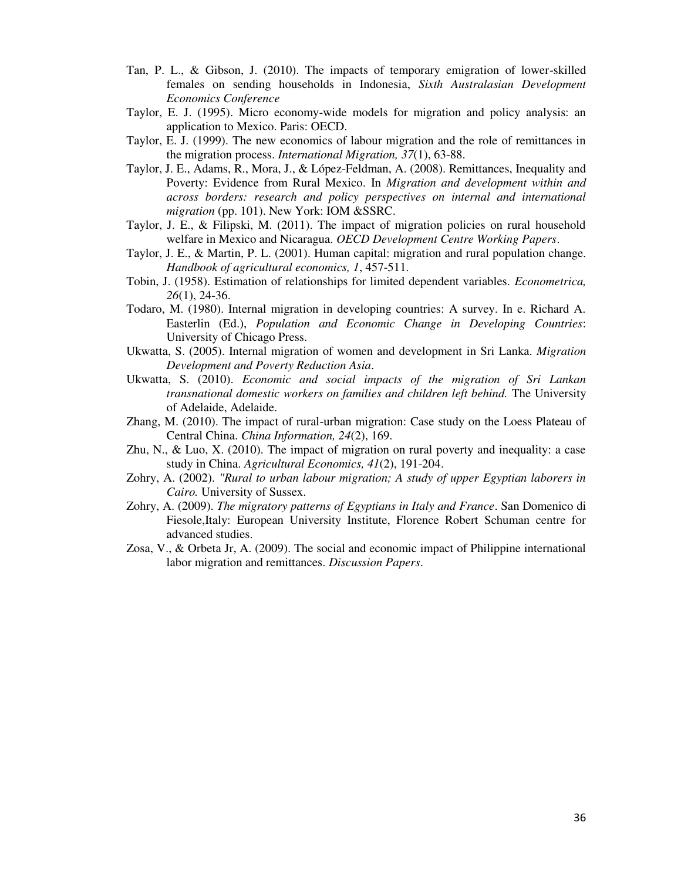Tan, P. L., & Gibson, J. (2010). The impacts of temporary emigration of lower-skilled females on sending households in Indonesia, *Sixth Australasian Development Economics Conference*

Taylor, E. J. (1995). Micro economy-wide models for migration and policy analysis: an application to Mexico. Paris: OECD.

Taylor, E. J. (1999). The new economics of labour migration and the role of remittances in the migration process. *International Migration, 37*(1), 63-88.

Taylor, J. E., Adams, R., Mora, J., & López-Feldman, A. (2008). Remittances, Inequality and Poverty: Evidence from Rural Mexico. In *Migration and development within and across borders: research and policy perspectives on internal and international migration* (pp. 101). New York: IOM &SSRC.

Taylor, J. E., & Filipski, M. (2011). The impact of migration policies on rural household welfare in Mexico and Nicaragua. *OECD Development Centre Working Papers*.

Taylor, J. E., & Martin, P. L. (2001). Human capital: migration and rural population change. *Handbook of agricultural economics, 1*, 457-511.

Tobin, J. (1958). Estimation of relationships for limited dependent variables. *Econometrica, 26*(1), 24-36.

Todaro, M. (1980). Internal migration in developing countries: A survey. In e. Richard A. Easterlin (Ed.), *Population and Economic Change in Developing Countries*: University of Chicago Press.

Ukwatta, S. (2005). Internal migration of women and development in Sri Lanka. *Migration Development and Poverty Reduction Asia*.

Ukwatta, S. (2010). *Economic and social impacts of the migration of Sri Lankan transnational domestic workers on families and children left behind.* The University of Adelaide, Adelaide.

Zhang, M. (2010). The impact of rural-urban migration: Case study on the Loess Plateau of Central China. *China Information, 24*(2), 169.

Zhu, N., & Luo, X. (2010). The impact of migration on rural poverty and inequality: a case study in China. *Agricultural Economics, 41*(2), 191-204.

Zohry, A. (2002). *"Rural to urban labour migration; A study of upper Egyptian laborers in Cairo.* University of Sussex.

Zohry, A. (2009). *The migratory patterns of Egyptians in Italy and France*. San Domenico di Fiesole,Italy: European University Institute, Florence Robert Schuman centre for advanced studies.

Zosa, V., & Orbeta Jr, A. (2009). The social and economic impact of Philippine international labor migration and remittances. *Discussion Papers*.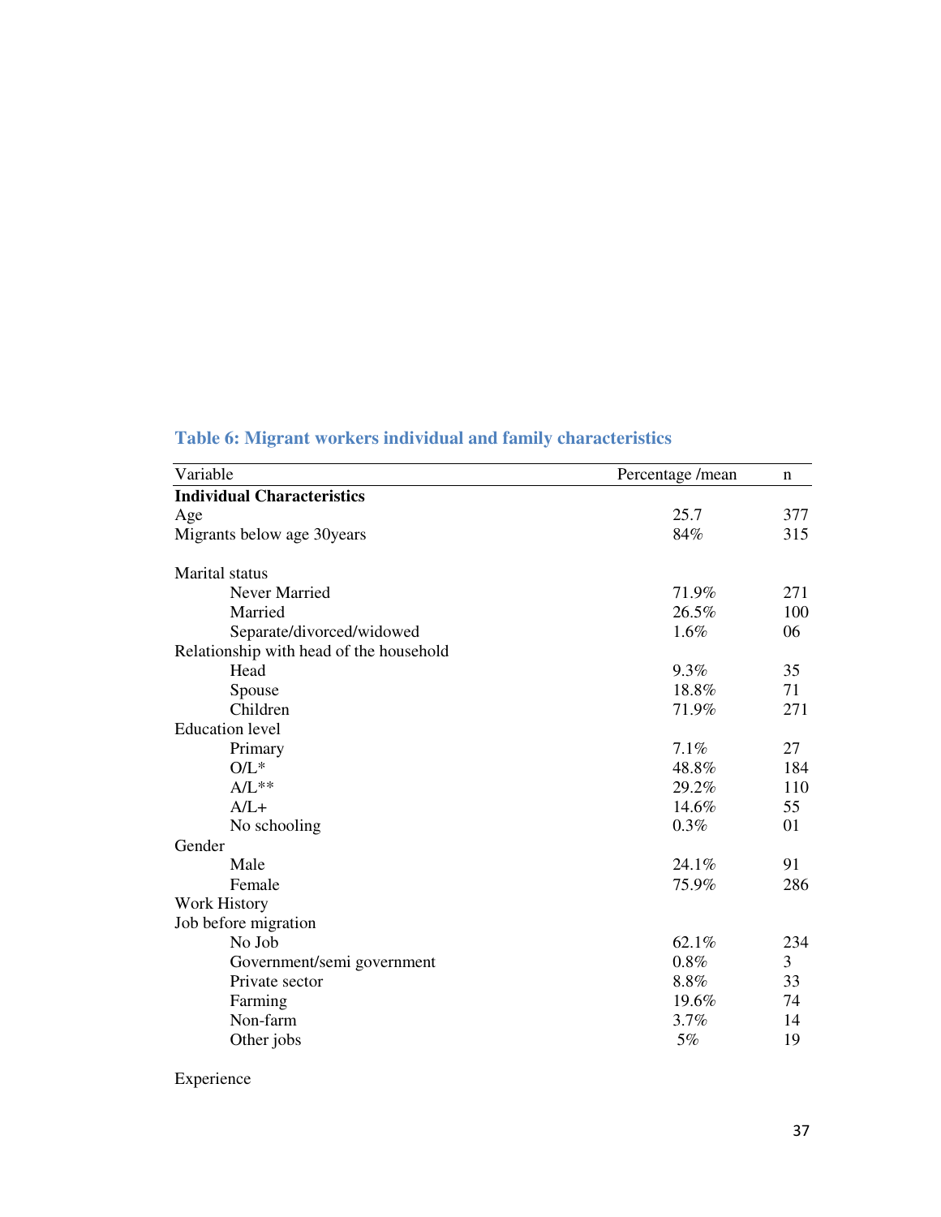### Table 6: Migrant workers individual and family characteristics

| Variable | Percentage /mean | n |
|---|---|---|
| **Individual Characteristics** | | |
| Age | 25.7 | 377 |
| Migrants below age 30years | 84% | 315 |
| | | |
| Marital status | | |
| Never Married | 71.9% | 271 |
| Married | 26.5% | 100 |
| Separate/divorced/widowed | 1.6% | 06 |
| Relationship with head of the household | | |
| Head | 9.3% | 35 |
| Spouse | 18.8% | 71 |
| Children | 71.9% | 271 |
| Education level | | |
| Primary | 7.1% | 27 |
| O/L* | 48.8% | 184 |
| A/L** | 29.2% | 110 |
| A/L+ | 14.6% | 55 |
| No schooling | 0.3% | 01 |
| Gender | | |
| Male | 24.1% | 91 |
| Female | 75.9% | 286 |
| Work History | | |
| Job before migration | | |
| No Job | 62.1% | 234 |
| Government/semi government | 0.8% | 3 |
| Private sector | 8.8% | 33 |
| Farming | 19.6% | 74 |
| Non-farm | 3.7% | 14 |
| Other jobs | 5% | 19 |
| | | |
| Experience | | |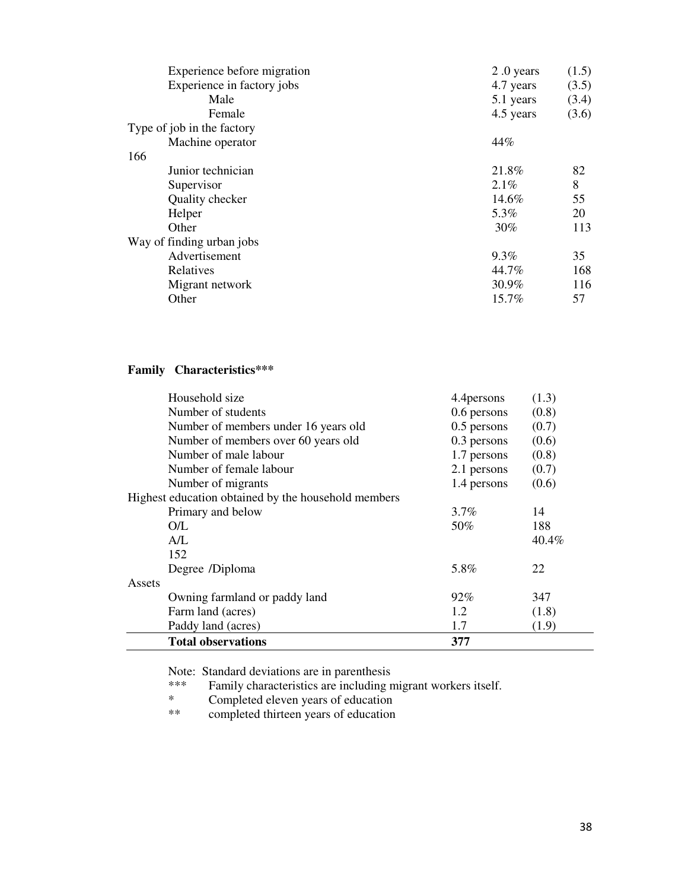| | | |
|---|---|---|
| Experience before migration | 2 .0 years | (1.5) |
| Experience in factory jobs | 4.7 years | (3.5) |
| Male | 5.1 years | (3.4) |
| Female | 4.5 years | (3.6) |
| Type of job in the factory | | |
| Machine operator | 44% | |
| 166 | | |
| Junior technician | 21.8% | 82 |
| Supervisor | 2.1% | 8 |
| Quality checker | 14.6% | 55 |
| Helper | 5.3% | 20 |
| Other | 30% | 113 |
| Way of finding urban jobs | | |
| Advertisement | 9.3% | 35 |
| Relatives | 44.7% | 168 |
| Migrant network | 30.9% | 116 |
| Other | 15.7% | 57 |

**Family Characteristics*****

| | | |
|---|---|---|
| Household size | 4.4persons | (1.3) |
| Number of students | 0.6 persons | (0.8) |
| Number of members under 16 years old | 0.5 persons | (0.7) |
| Number of members over 60 years old | 0.3 persons | (0.6) |
| Number of male labour | 1.7 persons | (0.8) |
| Number of female labour | 2.1 persons | (0.7) |
| Number of migrants | 1.4 persons | (0.6) |
| Highest education obtained by the household members | | |
| Primary and below | 3.7% | 14 |
| O/L | 50% | 188 |
| A/L | | 40.4% |
| 152 | | |
| Degree /Diploma | 5.8% | 22 |
| Assets | | |
| Owning farmland or paddy land | 92% | 347 |
| Farm land (acres) | 1.2 | (1.8) |
| Paddy land (acres) | 1.7 | (1.9) |
| **Total observations** | **377** | |

Note: Standard deviations are in parenthesis

*** Family characteristics are including migrant workers itself.

\* Completed eleven years of education

** completed thirteen years of education